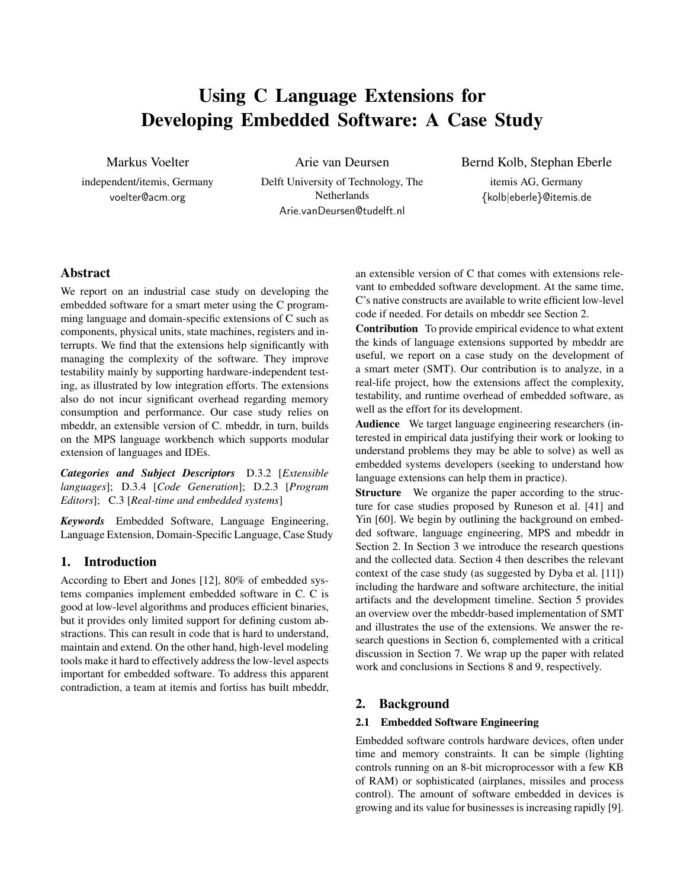# Using C Language Extensions for Developing Embedded Software: A Case Study

Markus Voelter
independent/itemis, Germany
voelter@acm.org

Arie van Deursen
Delft University of Technology, The Netherlands
Arie.vanDeursen@tudelft.nl

Bernd Kolb, Stephan Eberle
itemis AG, Germany
{kolb|eberle}@itemis.de

## Abstract

We report on an industrial case study on developing the embedded software for a smart meter using the C programming language and domain-specific extensions of C such as components, physical units, state machines, registers and interrupts. We find that the extensions help significantly with managing the complexity of the software. They improve testability mainly by supporting hardware-independent testing, as illustrated by low integration efforts. The extensions also do not incur significant overhead regarding memory consumption and performance. Our case study relies on mbeddr, an extensible version of C. mbeddr, in turn, builds on the MPS language workbench which supports modular extension of languages and IDEs.

***Categories and Subject Descriptors*** D.3.2 [*Extensible languages*]; D.3.4 [*Code Generation*]; D.2.3 [*Program Editors*]; C.3 [*Real-time and embedded systems*]

***Keywords*** Embedded Software, Language Engineering, Language Extension, Domain-Specific Language, Case Study

## 1. Introduction

According to Ebert and Jones [12], 80% of embedded systems companies implement embedded software in C. C is good at low-level algorithms and produces efficient binaries, but it provides only limited support for defining custom abstractions. This can result in code that is hard to understand, maintain and extend. On the other hand, high-level modeling tools make it hard to effectively address the low-level aspects important for embedded software. To address this apparent contradiction, a team at itemis and fortiss has built mbeddr, an extensible version of C that comes with extensions relevant to embedded software development. At the same time, C's native constructs are available to write efficient low-level code if needed. For details on mbeddr see Section 2.

**Contribution** To provide empirical evidence to what extent the kinds of language extensions supported by mbeddr are useful, we report on a case study on the development of a smart meter (SMT). Our contribution is to analyze, in a real-life project, how the extensions affect the complexity, testability, and runtime overhead of embedded software, as well as the effort for its development.

**Audience** We target language engineering researchers (interested in empirical data justifying their work or looking to understand problems they may be able to solve) as well as embedded systems developers (seeking to understand how language extensions can help them in practice).

**Structure** We organize the paper according to the structure for case studies proposed by Runeson et al. [41] and Yin [60]. We begin by outlining the background on embedded software, language engineering, MPS and mbeddr in Section 2. In Section 3 we introduce the research questions and the collected data. Section 4 then describes the relevant context of the case study (as suggested by Dyba et al. [11]) including the hardware and software architecture, the initial artifacts and the development timeline. Section 5 provides an overview over the mbeddr-based implementation of SMT and illustrates the use of the extensions. We answer the research questions in Section 6, complemented with a critical discussion in Section 7. We wrap up the paper with related work and conclusions in Sections 8 and 9, respectively.

## 2. Background

### 2.1 Embedded Software Engineering

Embedded software controls hardware devices, often under time and memory constraints. It can be simple (lighting controls running on an 8-bit microprocessor with a few KB of RAM) or sophisticated (airplanes, missiles and process control). The amount of software embedded in devices is growing and its value for businesses is increasing rapidly [9].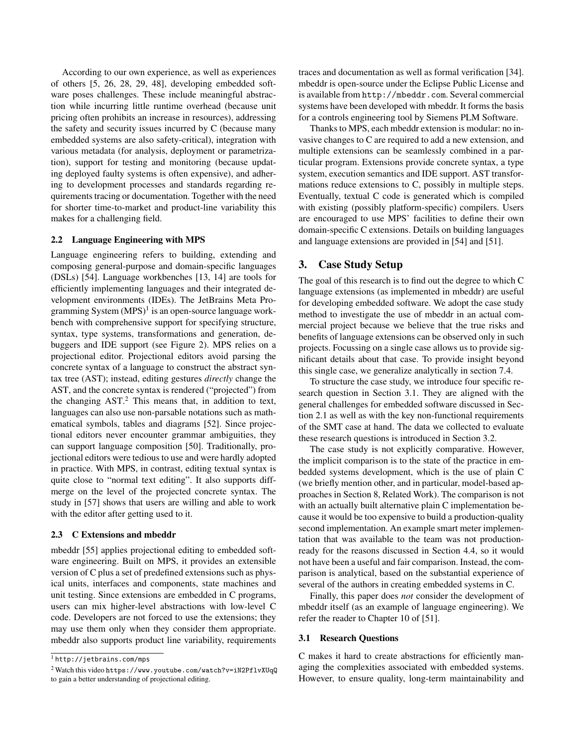According to our own experience, as well as experiences of others [5, 26, 28, 29, 48], developing embedded software poses challenges. These include meaningful abstraction while incurring little runtime overhead (because unit pricing often prohibits an increase in resources), addressing the safety and security issues incurred by C (because many embedded systems are also safety-critical), integration with various metadata (for analysis, deployment or parametrization), support for testing and monitoring (because updating deployed faulty systems is often expensive), and adhering to development processes and standards regarding requirements tracing or documentation. Together with the need for shorter time-to-market and product-line variability this makes for a challenging field.

### 2.2 Language Engineering with MPS

Language engineering refers to building, extending and composing general-purpose and domain-specific languages (DSLs) [54]. Language workbenches [13, 14] are tools for efficiently implementing languages and their integrated development environments (IDEs). The JetBrains Meta Programming System (MPS)[1] is an open-source language workbench with comprehensive support for specifying structure, syntax, type systems, transformations and generation, debuggers and IDE support (see Figure 2). MPS relies on a projectional editor. Projectional editors avoid parsing the concrete syntax of a language to construct the abstract syntax tree (AST); instead, editing gestures *directly* change the AST, and the concrete syntax is rendered ("projected") from the changing AST.[2] This means that, in addition to text, languages can also use non-parsable notations such as mathematical symbols, tables and diagrams [52]. Since projectional editors never encounter grammar ambiguities, they can support language composition [50]. Traditionally, projectional editors were tedious to use and were hardly adopted in practice. With MPS, in contrast, editing textual syntax is quite close to "normal text editing". It also supports diff-merge on the level of the projected concrete syntax. The study in [57] shows that users are willing and able to work with the editor after getting used to it.

### 2.3 C Extensions and mbeddr

mbeddr [55] applies projectional editing to embedded software engineering. Built on MPS, it provides an extensible version of C plus a set of predefined extensions such as physical units, interfaces and components, state machines and unit testing. Since extensions are embedded in C programs, users can mix higher-level abstractions with low-level C code. Developers are not forced to use the extensions; they may use them only when they consider them appropriate. mbeddr also supports product line variability, requirements traces and documentation as well as formal verification [34]. mbeddr is open-source under the Eclipse Public License and is available from `http://mbeddr.com`. Several commercial systems have been developed with mbeddr. It forms the basis for a controls engineering tool by Siemens PLM Software.

Thanks to MPS, each mbeddr extension is modular: no invasive changes to C are required to add a new extension, and multiple extensions can be seamlessly combined in a particular program. Extensions provide concrete syntax, a type system, execution semantics and IDE support. AST transformations reduce extensions to C, possibly in multiple steps. Eventually, textual C code is generated which is compiled with existing (possibly platform-specific) compilers. Users are encouraged to use MPS' facilities to define their own domain-specific C extensions. Details on building languages and language extensions are provided in [54] and [51].

## 3. Case Study Setup

The goal of this research is to find out the degree to which C language extensions (as implemented in mbeddr) are useful for developing embedded software. We adopt the case study method to investigate the use of mbeddr in an actual commercial project because we believe that the true risks and benefits of language extensions can be observed only in such projects. Focussing on a single case allows us to provide significant details about that case. To provide insight beyond this single case, we generalize analytically in section 7.4.

To structure the case study, we introduce four specific research question in Section 3.1. They are aligned with the general challenges for embedded software discussed in Section 2.1 as well as with the key non-functional requirements of the SMT case at hand. The data we collected to evaluate these research questions is introduced in Section 3.2.

The case study is not explicitly comparative. However, the implicit comparison is to the state of the practice in embedded systems development, which is the use of plain C (we briefly mention other, and in particular, model-based approaches in Section 8, Related Work). The comparison is not with an actually built alternative plain C implementation because it would be too expensive to build a production-quality second implementation. An example smart meter implementation that was available to the team was not production-ready for the reasons discussed in Section 4.4, so it would not have been a useful and fair comparison. Instead, the comparison is analytical, based on the substantial experience of several of the authors in creating embedded systems in C.

Finally, this paper does *not* consider the development of mbeddr itself (as an example of language engineering). We refer the reader to Chapter 10 of [51].

### 3.1 Research Questions

C makes it hard to create abstractions for efficiently managing the complexities associated with embedded systems. However, to ensure quality, long-term maintainability and

[1] `http://jetbrains.com/mps`

[2] Watch this video `https://www.youtube.com/watch?v=iN2PflvXUqQ` to gain a better understanding of projectional editing.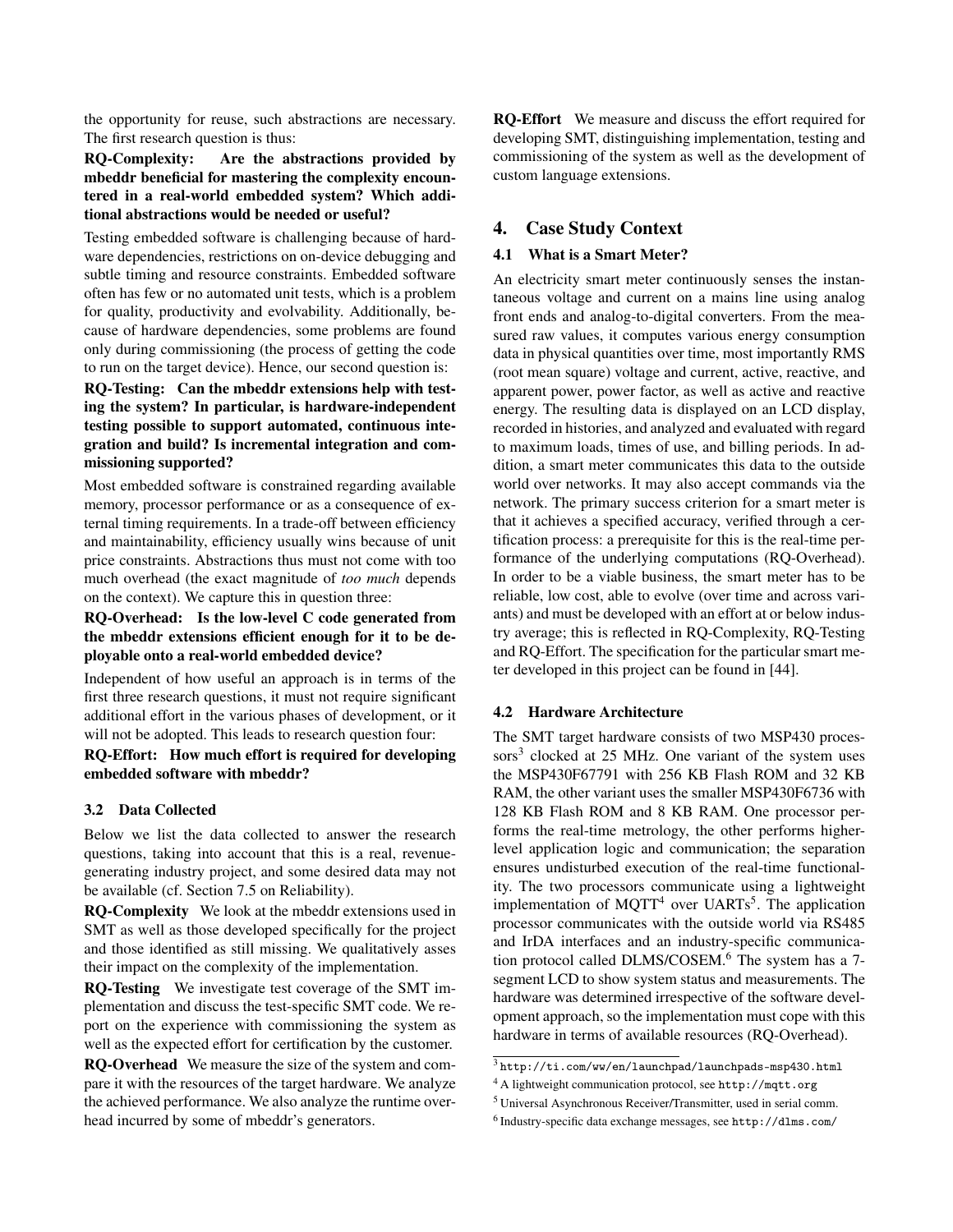the opportunity for reuse, such abstractions are necessary. The first research question is thus:

**RQ-Complexity: Are the abstractions provided by mbeddr beneficial for mastering the complexity encountered in a real-world embedded system? Which additional abstractions would be needed or useful?**

Testing embedded software is challenging because of hardware dependencies, restrictions on on-device debugging and subtle timing and resource constraints. Embedded software often has few or no automated unit tests, which is a problem for quality, productivity and evolvability. Additionally, because of hardware dependencies, some problems are found only during commissioning (the process of getting the code to run on the target device). Hence, our second question is:

**RQ-Testing: Can the mbeddr extensions help with testing the system? In particular, is hardware-independent testing possible to support automated, continuous integration and build? Is incremental integration and commissioning supported?**

Most embedded software is constrained regarding available memory, processor performance or as a consequence of external timing requirements. In a trade-off between efficiency and maintainability, efficiency usually wins because of unit price constraints. Abstractions thus must not come with too much overhead (the exact magnitude of *too much* depends on the context). We capture this in question three:

**RQ-Overhead: Is the low-level C code generated from the mbeddr extensions efficient enough for it to be deployable onto a real-world embedded device?**

Independent of how useful an approach is in terms of the first three research questions, it must not require significant additional effort in the various phases of development, or it will not be adopted. This leads to research question four:

**RQ-Effort: How much effort is required for developing embedded software with mbeddr?**

### 3.2 Data Collected

Below we list the data collected to answer the research questions, taking into account that this is a real, revenue-generating industry project, and some desired data may not be available (cf. Section 7.5 on Reliability).

**RQ-Complexity** We look at the mbeddr extensions used in SMT as well as those developed specifically for the project and those identified as still missing. We qualitatively asses their impact on the complexity of the implementation.

**RQ-Testing** We investigate test coverage of the SMT implementation and discuss the test-specific SMT code. We report on the experience with commissioning the system as well as the expected effort for certification by the customer.

**RQ-Overhead** We measure the size of the system and compare it with the resources of the target hardware. We analyze the achieved performance. We also analyze the runtime overhead incurred by some of mbeddr's generators.

**RQ-Effort** We measure and discuss the effort required for developing SMT, distinguishing implementation, testing and commissioning of the system as well as the development of custom language extensions.

## 4. Case Study Context

### 4.1 What is a Smart Meter?

An electricity smart meter continuously senses the instantaneous voltage and current on a mains line using analog front ends and analog-to-digital converters. From the measured raw values, it computes various energy consumption data in physical quantities over time, most importantly RMS (root mean square) voltage and current, active, reactive, and apparent power, power factor, as well as active and reactive energy. The resulting data is displayed on an LCD display, recorded in histories, and analyzed and evaluated with regard to maximum loads, times of use, and billing periods. In addition, a smart meter communicates this data to the outside world over networks. It may also accept commands via the network. The primary success criterion for a smart meter is that it achieves a specified accuracy, verified through a certification process: a prerequisite for this is the real-time performance of the underlying computations (RQ-Overhead). In order to be a viable business, the smart meter has to be reliable, low cost, able to evolve (over time and across variants) and must be developed with an effort at or below industry average; this is reflected in RQ-Complexity, RQ-Testing and RQ-Effort. The specification for the particular smart meter developed in this project can be found in [44].

### 4.2 Hardware Architecture

The SMT target hardware consists of two MSP430 processors[3] clocked at 25 MHz. One variant of the system uses the MSP430F67791 with 256 KB Flash ROM and 32 KB RAM, the other variant uses the smaller MSP430F6736 with 128 KB Flash ROM and 8 KB RAM. One processor performs the real-time metrology, the other performs higher-level application logic and communication; the separation ensures undisturbed execution of the real-time functionality. The two processors communicate using a lightweight implementation of MQTT[4] over UARTs[5]. The application processor communicates with the outside world via RS485 and IrDA interfaces and an industry-specific communication protocol called DLMS/COSEM.[6] The system has a 7-segment LCD to show system status and measurements. The hardware was determined irrespective of the software development approach, so the implementation must cope with this hardware in terms of available resources (RQ-Overhead).

[3] `http://ti.com/ww/en/launchpad/launchpads-msp430.html`

[4] A lightweight communication protocol, see `http://mqtt.org`

[5] Universal Asynchronous Receiver/Transmitter, used in serial comm.

[6] Industry-specific data exchange messages, see `http://dlms.com/`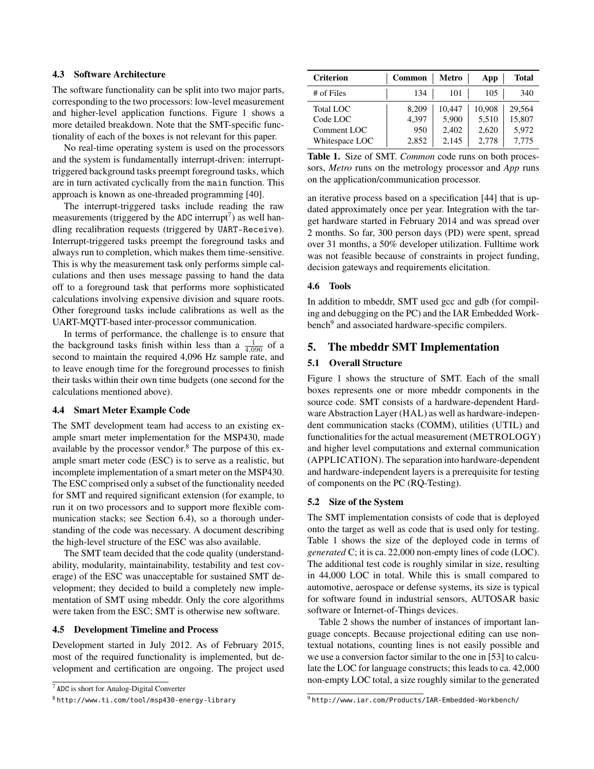### 4.3 Software Architecture

The software functionality can be split into two major parts, corresponding to the two processors: low-level measurement and higher-level application functions. Figure 1 shows a more detailed breakdown. Note that the SMT-specific functionality of each of the boxes is not relevant for this paper.

No real-time operating system is used on the processors and the system is fundamentally interrupt-driven: interrupt-triggered background tasks preempt foreground tasks, which are in turn activated cyclically from the `main` function. This approach is known as one-threaded programming [40].

The interrupt-triggered tasks include reading the raw measurements (triggered by the `ADC` interrupt[7]) as well handling recalibration requests (triggered by `UART-Receive`). Interrupt-triggered tasks preempt the foreground tasks and always run to completion, which makes them time-sensitive. This is why the measurement task only performs simple calculations and then uses message passing to hand the data off to a foreground task that performs more sophisticated calculations involving expensive division and square roots. Other foreground tasks include calibrations as well as the UART-MQTT-based inter-processor communication.

In terms of performance, the challenge is to ensure that the background tasks finish within less than a $\frac{1}{4{,}096}$ of a second to maintain the required 4,096 Hz sample rate, and to leave enough time for the foreground processes to finish their tasks within their own time budgets (one second for the calculations mentioned above).

### 4.4 Smart Meter Example Code

The SMT development team had access to an existing example smart meter implementation for the MSP430, made available by the processor vendor.[8] The purpose of this example smart meter code (ESC) is to serve as a realistic, but incomplete implementation of a smart meter on the MSP430. The ESC comprised only a subset of the functionality needed for SMT and required significant extension (for example, to run it on two processors and to support more flexible communication stacks; see Section 6.4), so a thorough understanding of the code was necessary. A document describing the high-level structure of the ESC was also available.

The SMT team decided that the code quality (understandability, modularity, maintainability, testability and test coverage) of the ESC was unacceptable for sustained SMT development; they decided to build a completely new implementation of SMT using mbeddr. Only the core algorithms were taken from the ESC; SMT is otherwise new software.

### 4.5 Development Timeline and Process

Development started in July 2012. As of February 2015, most of the required functionality is implemented, but development and certification are ongoing. The project used an iterative process based on a specification [44] that is updated approximately once per year. Integration with the target hardware started in February 2014 and was spread over 2 months. So far, 300 person days (PD) were spent, spread over 31 months, a 50% developer utilization. Fulltime work was not feasible because of constraints in project funding, decision gateways and requirements elicitation.

[7] `ADC` is short for Analog-Digital Converter

[8] `http://www.ti.com/tool/msp430-energy-library`

| Criterion | Common | Metro | App | Total |
|---|---|---|---|---|
| # of Files | 134 | 101 | 105 | 340 |
| Total LOC | 8,209 | 10,447 | 10,908 | 29,564 |
| Code LOC | 4,397 | 5,900 | 5,510 | 15,807 |
| Comment LOC | 950 | 2,402 | 2,620 | 5,972 |
| Whitespace LOC | 2,852 | 2,145 | 2,778 | 7,775 |

**Table 1.** Size of SMT. *Common* code runs on both processors, *Metro* runs on the metrology processor and *App* runs on the application/communication processor.

### 4.6 Tools

In addition to mbeddr, SMT used gcc and gdb (for compiling and debugging on the PC) and the IAR Embedded Workbench[9] and associated hardware-specific compilers.

## 5. The mbeddr SMT Implementation

### 5.1 Overall Structure

Figure 1 shows the structure of SMT. Each of the small boxes represents one or more mbeddr components in the source code. SMT consists of a hardware-dependent Hardware Abstraction Layer (HAL) as well as hardware-independent communication stacks (COMM), utilities (UTIL) and functionalities for the actual measurement (METROLOGY) and higher level computations and external communication (APPLICATION). The separation into hardware-dependent and hardware-independent layers is a prerequisite for testing of components on the PC (RQ-Testing).

### 5.2 Size of the System

The SMT implementation consists of code that is deployed onto the target as well as code that is used only for testing. Table 1 shows the size of the deployed code in terms of *generated* C; it is ca. 22,000 non-empty lines of code (LOC). The additional test code is roughly similar in size, resulting in 44,000 LOC in total. While this is small compared to automotive, aerospace or defense systems, its size is typical for software found in industrial sensors, AUTOSAR basic software or Internet-of-Things devices.

Table 2 shows the number of instances of important language concepts. Because projectional editing can use non-textual notations, counting lines is not easily possible and we use a conversion factor similar to the one in [53] to calculate the LOC for language constructs; this leads to ca. 42,000 non-empty LOC total, a size roughly similar to the generated

[9] `http://www.iar.com/Products/IAR-Embedded-Workbench/`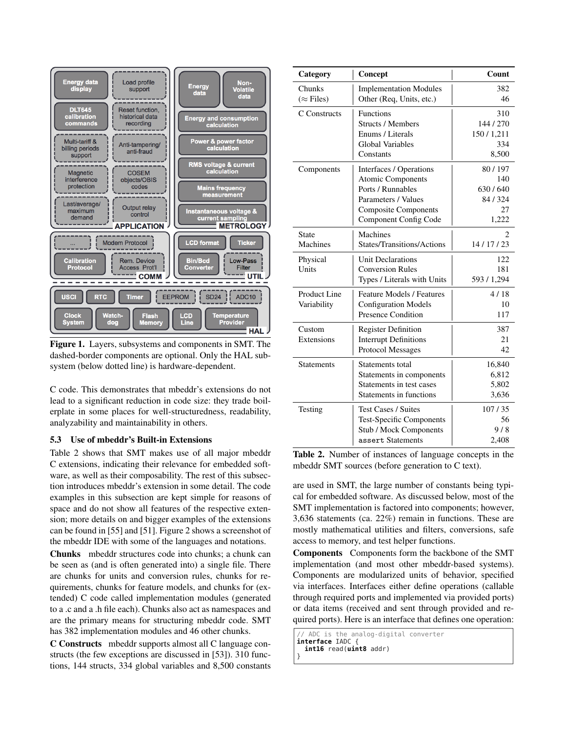**Figure 1.** Layers, subsystems and components in SMT. The dashed-border components are optional. Only the HAL subsystem (below dotted line) is hardware-dependent.

C code. This demonstrates that mbeddr's extensions do not lead to a significant reduction in code size: they trade boilerplate in some places for well-structuredness, readability, analyzability and maintainability in others.

### 5.3 Use of mbeddr's Built-in Extensions

Table 2 shows that SMT makes use of all major mbeddr C extensions, indicating their relevance for embedded software, as well as their composability. The rest of this subsection introduces mbeddr's extension in some detail. The code examples in this subsection are kept simple for reasons of space and do not show all features of the respective extension; more details on and bigger examples of the extensions can be found in [55] and [51]. Figure 2 shows a screenshot of the mbeddr IDE with some of the languages and notations.

**Chunks** mbeddr structures code into chunks; a chunk can be seen as (and is often generated into) a single file. There are chunks for units and conversion rules, chunks for requirements, chunks for feature models, and chunks for (extended) C code called implementation modules (generated to a .c and a .h file each). Chunks also act as namespaces and are the primary means for structuring mbeddr code. SMT has 382 implementation modules and 46 other chunks.

**C Constructs** mbeddr supports almost all C language constructs (the few exceptions are discussed in [53]). 310 functions, 144 structs, 334 global variables and 8,500 constants

| Category | Concept | Count |
|---|---|---|
| Chunks (≈ Files) | Implementation Modules | 382 |
| | Other (Req, Units, etc.) | 46 |
| C Constructs | Functions | 310 |
| | Structs / Members | 144 / 270 |
| | Enums / Literals | 150 / 1,211 |
| | Global Variables | 334 |
| | Constants | 8,500 |
| Components | Interfaces / Operations | 80 / 197 |
| | Atomic Components | 140 |
| | Ports / Runnables | 630 / 640 |
| | Parameters / Values | 84 / 324 |
| | Composite Components | 27 |
| | Component Config Code | 1,222 |
| State Machines | Machines | 2 |
| | States/Transitions/Actions | 14 / 17 / 23 |
| Physical Units | Unit Declarations | 122 |
| | Conversion Rules | 181 |
| | Types / Literals with Units | 593 / 1,294 |
| Product Line Variability | Feature Models / Features | 4 / 18 |
| | Configuration Models | 10 |
| | Presence Condition | 117 |
| Custom Extensions | Register Definition | 387 |
| | Interrupt Definitions | 21 |
| | Protocol Messages | 42 |
| Statements | Statements total | 16,840 |
| | Statements in components | 6,812 |
| | Statements in test cases | 5,802 |
| | Statements in functions | 3,636 |
| Testing | Test Cases / Suites | 107 / 35 |
| | Test-Specific Components | 56 |
| | Stub / Mock Components | 9 / 8 |
| | `assert` Statements | 2,408 |

**Table 2.** Number of instances of language concepts in the mbeddr SMT sources (before generation to C text).

are used in SMT, the large number of constants being typical for embedded software. As discussed below, most of the SMT implementation is factored into components; however, 3,636 statements (ca. 22%) remain in functions. These are mostly mathematical utilities and filters, conversions, safe access to memory, and test helper functions.

**Components** Components form the backbone of the SMT implementation (and most other mbeddr-based systems). Components are modularized units of behavior, specified via interfaces. Interfaces either define operations (callable through required ports and implemented via provided ports) or data items (received and sent through provided and required ports). Here is an interface that defines one operation:

```
// ADC is the analog-digital converter
interface IADC {
  int16 read(uint8 addr)
}
```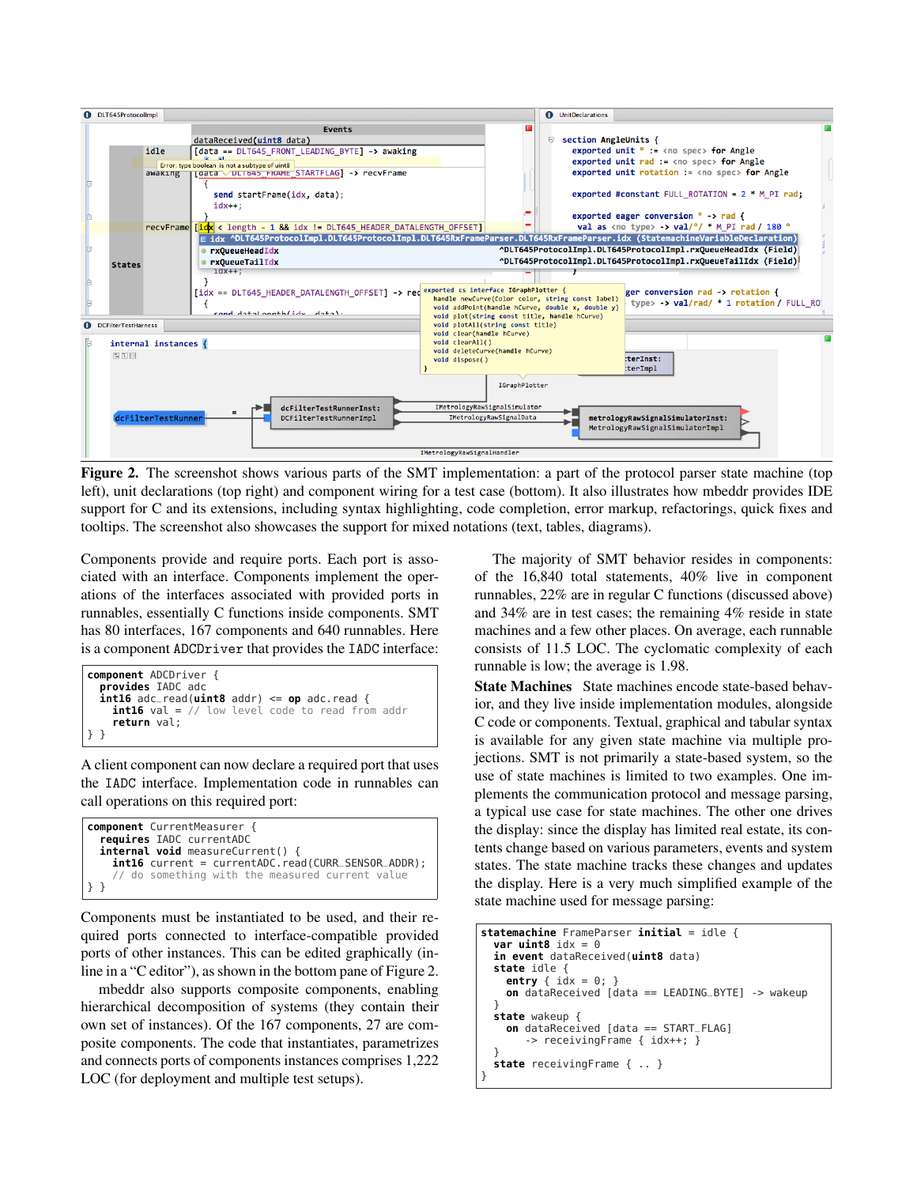**Figure 2.** The screenshot shows various parts of the SMT implementation: a part of the protocol parser state machine (top left), unit declarations (top right) and component wiring for a test case (bottom). It also illustrates how mbeddr provides IDE support for C and its extensions, including syntax highlighting, code completion, error markup, refactorings, quick fixes and tooltips. The screenshot also showcases the support for mixed notations (text, tables, diagrams).

Components provide and require ports. Each port is associated with an interface. Components implement the operations of the interfaces associated with provided ports in runnables, essentially C functions inside components. SMT has 80 interfaces, 167 components and 640 runnables. Here is a component `ADCDriver` that provides the `IADC` interface:

```
component ADCDriver {
  provides IADC adc
  int16 adc_read(uint8 addr) <= op adc.read {
    int16 val = // low level code to read from addr
    return val;
} }
```

A client component can now declare a required port that uses the `IADC` interface. Implementation code in runnables can call operations on this required port:

```
component CurrentMeasurer {
  requires IADC currentADC
  internal void measureCurrent() {
    int16 current = currentADC.read(CURR_SENSOR_ADDR);
    // do something with the measured current value
} }
```

Components must be instantiated to be used, and their required ports connected to interface-compatible provided ports of other instances. This can be edited graphically (inline in a "C editor"), as shown in the bottom pane of Figure 2.

mbeddr also supports composite components, enabling hierarchical decomposition of systems (they contain their own set of instances). Of the 167 components, 27 are composite components. The code that instantiates, parametrizes and connects ports of components instances comprises 1,222 LOC (for deployment and multiple test setups).

The majority of SMT behavior resides in components: of the 16,840 total statements, 40% live in component runnables, 22% are in regular C functions (discussed above) and 34% are in test cases; the remaining 4% reside in state machines and a few other places. On average, each runnable consists of 11.5 LOC. The cyclomatic complexity of each runnable is low; the average is 1.98.

**State Machines** State machines encode state-based behavior, and they live inside implementation modules, alongside C code or components. Textual, graphical and tabular syntax is available for any given state machine via multiple projections. SMT is not primarily a state-based system, so the use of state machines is limited to two examples. One implements the communication protocol and message parsing, a typical use case for state machines. The other one drives the display: since the display has limited real estate, its contents change based on various parameters, events and system states. The state machine tracks these changes and updates the display. Here is a very much simplified example of the state machine used for message parsing:

```
statemachine FrameParser initial = idle {
  var uint8 idx = 0
  in event dataReceived(uint8 data)
  state idle {
    entry { idx = 0; }
    on dataReceived [data == LEADING_BYTE] -> wakeup
  }
  state wakeup {
    on dataReceived [data == START_FLAG]
      -> receivingFrame { idx++; }
  }
  state receivingFrame { .. }
}
```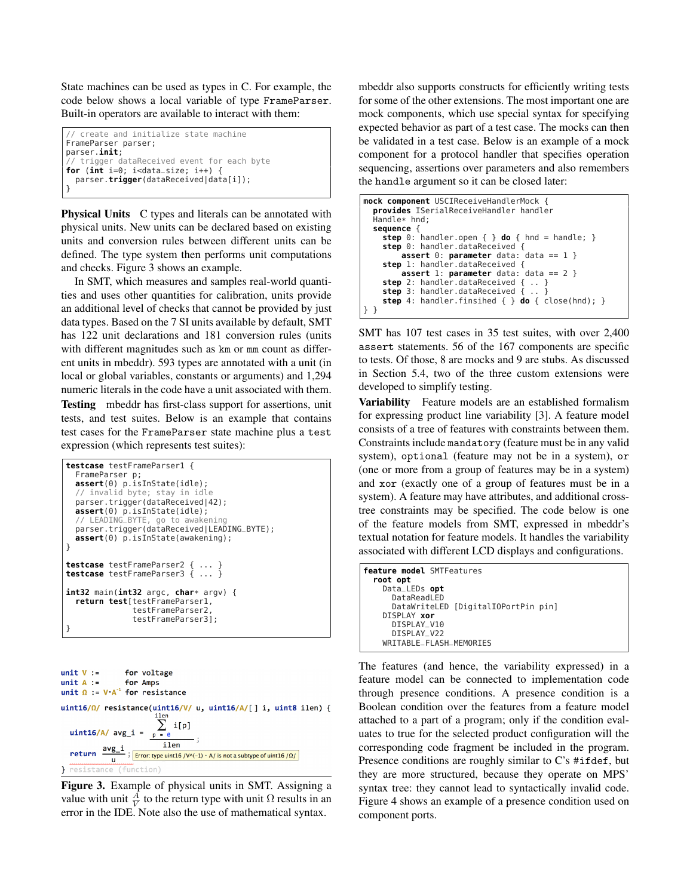State machines can be used as types in C. For example, the code below shows a local variable of type `FrameParser`. Built-in operators are available to interact with them:

```
// create and initialize state machine
FrameParser parser;
parser.init;
// trigger dataReceived event for each byte
for (int i=0; i<data_size; i++) {
  parser.trigger(dataReceived|data[i]);
}
```

**Physical Units** C types and literals can be annotated with physical units. New units can be declared based on existing units and conversion rules between different units can be defined. The type system then performs unit computations and checks. Figure 3 shows an example.

In SMT, which measures and samples real-world quantities and uses other quantities for calibration, units provide an additional level of checks that cannot be provided by just data types. Based on the 7 SI units available by default, SMT has 122 unit declarations and 181 conversion rules (units with different magnitudes such as km or mm count as different units in mbeddr). 593 types are annotated with a unit (in local or global variables, constants or arguments) and 1,294 numeric literals in the code have a unit associated with them.

**Testing** mbeddr has first-class support for assertions, unit tests, and test suites. Below is an example that contains test cases for the `FrameParser` state machine plus a `test` expression (which represents test suites):

```
testcase testFrameParser1 {
  FrameParser p;
  assert(0) p.isInState(idle);
  // invalid byte; stay in idle
  parser.trigger(dataReceived|42);
  assert(0) p.isInState(idle);
  // LEADING_BYTE, go to awakening
  parser.trigger(dataReceived|LEADING_BYTE);
  assert(0) p.isInState(awakening);
}

testcase testFrameParser2 { ... }
testcase testFrameParser3 { ... }

int32 main(int32 argc, char* argv) {
  return test[testFrameParser1,
              testFrameParser2,
              testFrameParser3];
}
```

```
unit V :=       for voltage
unit A :=       for Amps
unit Ω := V·A^-1 for resistance

uint16/Ω/ resistance(uint16/V/ u, uint16/A/[] i, uint8 ilen) {
  uint16/A/ avg_i = (Σ_{p=0}^{ilen} i[p]) / ilen;
  return avg_i / u;   Error: type uint16 /V^(-1) · A/ is not a subtype of uint16 /Ω/
} resistance (function)
```

**Figure 3.** Example of physical units in SMT. Assigning a value with unit $\frac{A}{V}$ to the return type with unit Ω results in an error in the IDE. Note also the use of mathematical syntax.

mbeddr also supports constructs for efficiently writing tests for some of the other extensions. The most important one are mock components, which use special syntax for specifying expected behavior as part of a test case. The mocks can then be validated in a test case. Below is an example of a mock component for a protocol handler that specifies operation sequencing, assertions over parameters and also remembers the `handle` argument so it can be closed later:

```
mock component USCIReceiveHandlerMock {
  provides ISerialReceiveHandler handler
  Handle* hnd;
  sequence {
    step 0: handler.open { } do { hnd = handle; }
    step 0: handler.dataReceived {
        assert 0: parameter data: data == 1 }
    step 1: handler.dataReceived {
        assert 1: parameter data: data == 2 }
    step 2: handler.dataReceived { .. }
    step 3: handler.dataReceived { .. }
    step 4: handler.finsihed { } do { close(hnd); }
} }
```

SMT has 107 test cases in 35 test suites, with over 2,400 `assert` statements. 56 of the 167 components are specific to tests. Of those, 8 are mocks and 9 are stubs. As discussed in Section 5.4, two of the three custom extensions were developed to simplify testing.

**Variability** Feature models are an established formalism for expressing product line variability [3]. A feature model consists of a tree of features with constraints between them. Constraints include `mandatory` (feature must be in any valid system), `optional` (feature may not be in a system), `or` (one or more from a group of features may be in a system) and `xor` (exactly one of a group of features must be in a system). A feature may have attributes, and additional cross-tree constraints may be specified. The code below is one of the feature models from SMT, expressed in mbeddr's textual notation for feature models. It handles the variability associated with different LCD displays and configurations.

```
feature model SMTFeatures
  root opt
    Data_LEDs opt
      DataReadLED
      DataWriteLED [DigitalIOPortPin pin]
    DISPLAY xor
      DISPLAY_V10
      DISPLAY_V22
    WRITABLE_FLASH_MEMORIES
```

The features (and hence, the variability expressed) in a feature model can be connected to implementation code through presence conditions. A presence condition is a Boolean condition over the features from a feature model attached to a part of a program; only if the condition evaluates to true for the selected product configuration will the corresponding code fragment be included in the program. Presence conditions are roughly similar to C's `#ifdef`, but they are more structured, because they operate on MPS' syntax tree: they cannot lead to syntactically invalid code. Figure 4 shows an example of a presence condition used on component ports.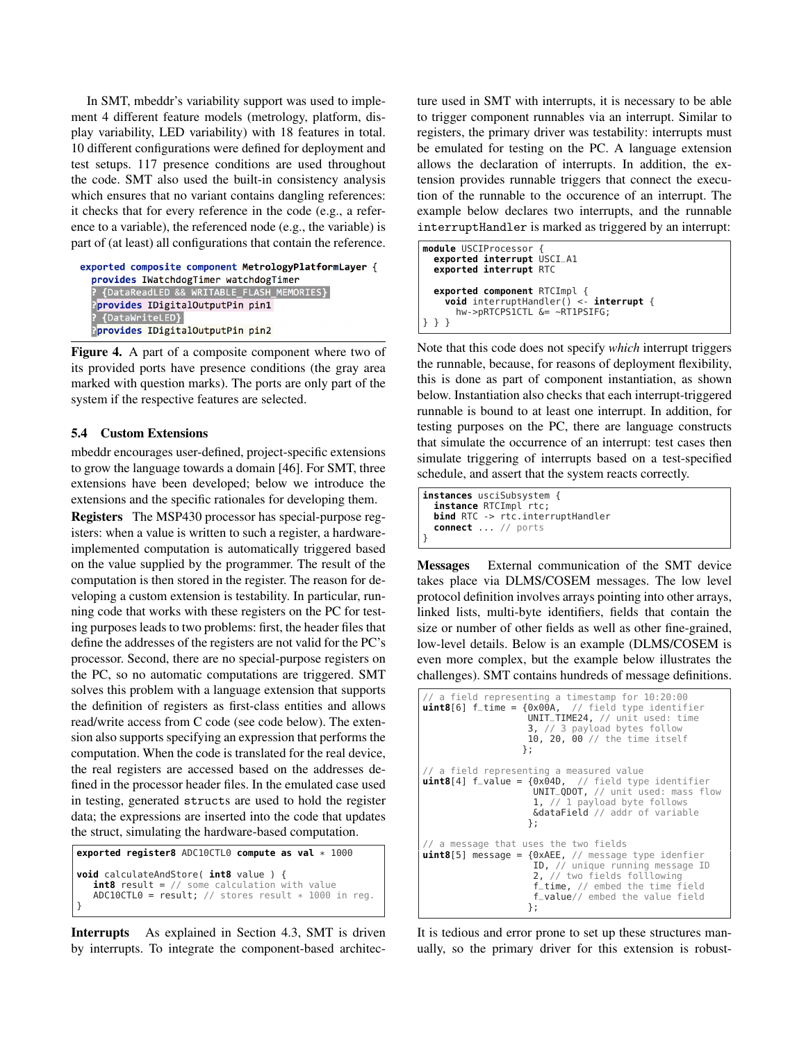In SMT, mbeddr's variability support was used to implement 4 different feature models (metrology, platform, display variability, LED variability) with 18 features in total. 10 different configurations were defined for deployment and test setups. 117 presence conditions are used throughout the code. SMT also used the built-in consistency analysis which ensures that no variant contains dangling references: it checks that for every reference in the code (e.g., a reference to a variable), the referenced node (e.g., the variable) is part of (at least) all configurations that contain the reference.

```
exported composite component MetrologyPlatformLayer {
  provides IWatchdogTimer watchdogTimer
  ? {DataReadLED && WRITABLE_FLASH_MEMORIES}
  ?provides IDigitalOutputPin pin1
  ? {DataWriteLED}
  ?provides IDigitalOutputPin pin2
```

**Figure 4.** A part of a composite component where two of its provided ports have presence conditions (the gray area marked with question marks). The ports are only part of the system if the respective features are selected.

### 5.4 Custom Extensions

mbeddr encourages user-defined, project-specific extensions to grow the language towards a domain [46]. For SMT, three extensions have been developed; below we introduce the extensions and the specific rationales for developing them.

**Registers** The MSP430 processor has special-purpose registers: when a value is written to such a register, a hardware-implemented computation is automatically triggered based on the value supplied by the programmer. The result of the computation is then stored in the register. The reason for developing a custom extension is testability. In particular, running code that works with these registers on the PC for testing purposes leads to two problems: first, the header files that define the addresses of the registers are not valid for the PC's processor. Second, there are no special-purpose registers on the PC, so no automatic computations are triggered. SMT solves this problem with a language extension that supports the definition of registers as first-class entities and allows read/write access from C code (see code below). The extension also supports specifying an expression that performs the computation. When the code is translated for the real device, the real registers are accessed based on the addresses defined in the processor header files. In the emulated case used in testing, generated `structs` are used to hold the register data; the expressions are inserted into the code that updates the struct, simulating the hardware-based computation.

```
exported register8 ADC10CTL0 compute as val * 1000

void calculateAndStore( int8 value ) {
  int8 result = // some calculation with value
  ADC10CTL0 = result; // stores result * 1000 in reg.
}
```

**Interrupts** As explained in Section 4.3, SMT is driven by interrupts. To integrate the component-based architecture used in SMT with interrupts, it is necessary to be able to trigger component runnables via an interrupt. Similar to registers, the primary driver was testability: interrupts must be emulated for testing on the PC. A language extension allows the declaration of interrupts. In addition, the extension provides runnable triggers that connect the execution of the runnable to the occurence of an interrupt. The example below declares two interrupts, and the runnable `interruptHandler` is marked as triggered by an interrupt:

```
module USCIProcessor {
  exported interrupt USCI_A1
  exported interrupt RTC

  exported component RTCImpl {
    void interruptHandler() <- interrupt {
      hw->pRTCPS1CTL &= ~RT1PSIFG;
} } }
```

Note that this code does not specify *which* interrupt triggers the runnable, because, for reasons of deployment flexibility, this is done as part of component instantiation, as shown below. Instantiation also checks that each interrupt-triggered runnable is bound to at least one interrupt. In addition, for testing purposes on the PC, there are language constructs that simulate the occurrence of an interrupt: test cases then simulate triggering of interrupts based on a test-specified schedule, and assert that the system reacts correctly.

```
instances usciSubsystem {
  instance RTCImpl rtc;
  bind RTC -> rtc.interruptHandler
  connect ... // ports
}
```

**Messages** External communication of the SMT device takes place via DLMS/COSEM messages. The low level protocol definition involves arrays pointing into other arrays, linked lists, multi-byte identifiers, fields that contain the size or number of other fields as well as other fine-grained, low-level details. Below is an example (DLMS/COSEM is even more complex, but the example below illustrates the challenges). SMT contains hundreds of message definitions.

```
// a field representing a timestamp for 10:20:00
uint8[6] f_time = {0x00A,  // field type identifier
                   UNIT_TIME24, // unit used: time
                   3, // 3 payload bytes follow
                   10, 20, 00 // the time itself
                  };

// a field representing a measured value
uint8[4] f_value = {0x04D,  // field type identifier
                    UNIT_QDOT, // unit used: mass flow
                    1, // 1 payload byte follows
                    &dataField // addr of variable
                   };

// a message that uses the two fields
uint8[5] message = {0xAEE, // message type idenfier
                    ID, // unique running message ID
                    2, // two fields folllowing
                    f_time, // embed the time field
                    f_value// embed the value field
                   };
```

It is tedious and error prone to set up these structures manually, so the primary driver for this extension is robust-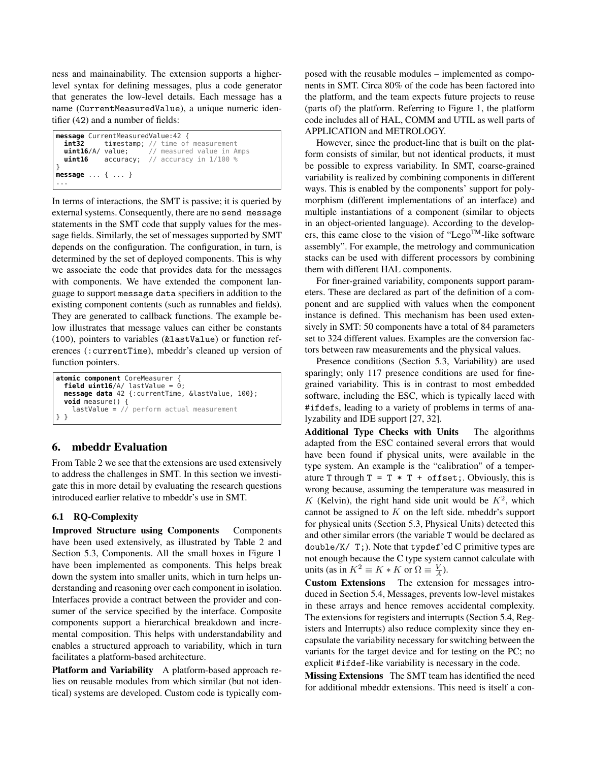ness and mainainability. The extension supports a higher-level syntax for defining messages, plus a code generator that generates the low-level details. Each message has a name (CurrentMeasuredValue), a unique numeric identifier (42) and a number of fields:

```
message CurrentMeasuredValue:42 {
  int32      timestamp; // time of measurement
  uint16/A/ value;      // measured value in Amps
  uint16     accuracy;  // accuracy in 1/100 %
}
message ... { ... }
...
```

In terms of interactions, the SMT is passive; it is queried by external systems. Consequently, there are no `send message` statements in the SMT code that supply values for the message fields. Similarly, the set of messages supported by SMT depends on the configuration. The configuration, in turn, is determined by the set of deployed components. This is why we associate the code that provides data for the messages with components. We have extended the component language to support `message data` specifiers in addition to the existing component contents (such as runnables and fields). They are generated to callback functions. The example below illustrates that message values can either be constants (100), pointers to variables (&lastValue) or function references (:currentTime), mbeddr's cleaned up version of function pointers.

```
atomic component CoreMeasurer {
  field uint16/A/ lastValue = 0;
  message data 42 {:currentTime, &lastValue, 100};
  void measure() {
    lastValue = // perform actual measurement
} }
```

## 6. mbeddr Evaluation

From Table 2 we see that the extensions are used extensively to address the challenges in SMT. In this section we investigate this in more detail by evaluating the research questions introduced earlier relative to mbeddr's use in SMT.

### 6.1 RQ-Complexity

**Improved Structure using Components** Components have been used extensively, as illustrated by Table 2 and Section 5.3, Components. All the small boxes in Figure 1 have been implemented as components. This helps break down the system into smaller units, which in turn helps understanding and reasoning over each component in isolation. Interfaces provide a contract between the provider and consumer of the service specified by the interface. Composite components support a hierarchical breakdown and incremental composition. This helps with understandability and enables a structured approach to variability, which in turn facilitates a platform-based architecture.

**Platform and Variability** A platform-based approach relies on reusable modules from which similar (but not identical) systems are developed. Custom code is typically composed with the reusable modules – implemented as components in SMT. Circa 80% of the code has been factored into the platform, and the team expects future projects to reuse (parts of) the platform. Referring to Figure 1, the platform code includes all of HAL, COMM and UTIL as well parts of APPLICATION and METROLOGY.

However, since the product-line that is built on the platform consists of similar, but not identical products, it must be possible to express variability. In SMT, coarse-grained variability is realized by combining components in different ways. This is enabled by the components' support for polymorphism (different implementations of an interface) and multiple instantiations of a component (similar to objects in an object-oriented language). According to the developers, this came close to the vision of "Lego™-like software assembly". For example, the metrology and communication stacks can be used with different processors by combining them with different HAL components.

For finer-grained variability, components support parameters. These are declared as part of the definition of a component and are supplied with values when the component instance is defined. This mechanism has been used extensively in SMT: 50 components have a total of 84 parameters set to 324 different values. Examples are the conversion factors between raw measurements and the physical values.

Presence conditions (Section 5.3, Variability) are used sparingly; only 117 presence conditions are used for fine-grained variability. This is in contrast to most embedded software, including the ESC, which is typically laced with `#ifdef`s, leading to a variety of problems in terms of analyzability and IDE support [27, 32].

**Additional Type Checks with Units** The algorithms adapted from the ESC contained several errors that would have been found if physical units, were available in the type system. An example is the "calibration" of a temperature T through `T = T * T + offset;`. Obviously, this is wrong because, assuming the temperature was measured in $K$ (Kelvin), the right hand side unit would be $K^2$, which cannot be assigned to $K$ on the left side. mbeddr's support for physical units (Section 5.3, Physical Units) detected this and other similar errors (the variable T would be declared as `double/K/ T;`). Note that `typedef`'ed C primitive types are not enough because the C type system cannot calculate with units (as in $K^2 \equiv K * K$ or $\Omega \equiv \frac{V}{A}$).

**Custom Extensions** The extension for messages introduced in Section 5.4, Messages, prevents low-level mistakes in these arrays and hence removes accidental complexity. The extensions for registers and interrupts (Section 5.4, Registers and Interrupts) also reduce complexity since they encapsulate the variability necessary for switching between the variants for the target device and for testing on the PC; no explicit `#ifdef`-like variability is necessary in the code.

**Missing Extensions** The SMT team has identified the need for additional mbeddr extensions. This need is itself a con-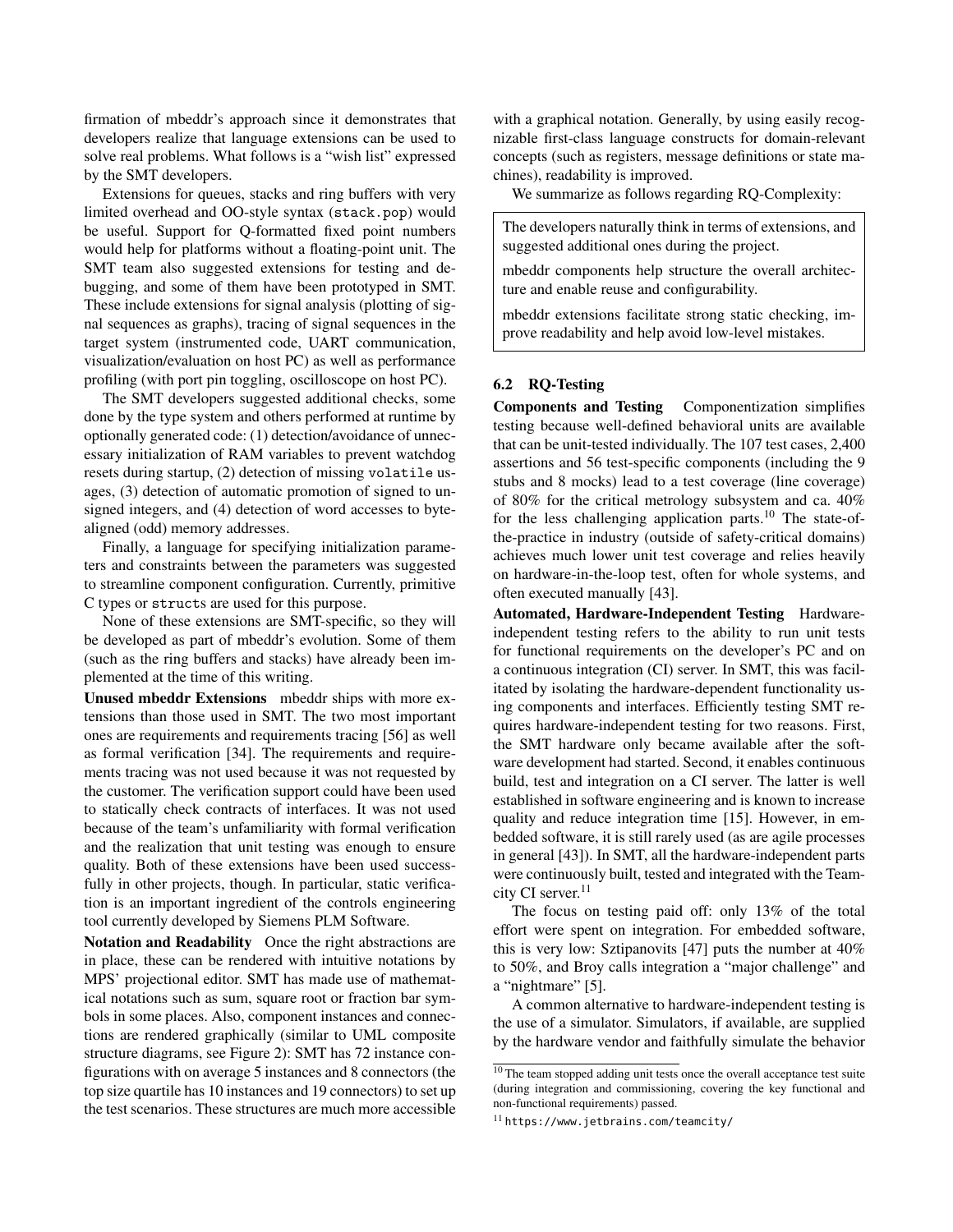firmation of mbeddr's approach since it demonstrates that developers realize that language extensions can be used to solve real problems. What follows is a "wish list" expressed by the SMT developers.

Extensions for queues, stacks and ring buffers with very limited overhead and OO-style syntax (`stack.pop`) would be useful. Support for Q-formatted fixed point numbers would help for platforms without a floating-point unit. The SMT team also suggested extensions for testing and debugging, and some of them have been prototyped in SMT. These include extensions for signal analysis (plotting of signal sequences as graphs), tracing of signal sequences in the target system (instrumented code, UART communication, visualization/evaluation on host PC) as well as performance profiling (with port pin toggling, oscilloscope on host PC).

The SMT developers suggested additional checks, some done by the type system and others performed at runtime by optionally generated code: (1) detection/avoidance of unnecessary initialization of RAM variables to prevent watchdog resets during startup, (2) detection of missing `volatile` usages, (3) detection of automatic promotion of signed to unsigned integers, and (4) detection of word accesses to byte-aligned (odd) memory addresses.

Finally, a language for specifying initialization parameters and constraints between the parameters was suggested to streamline component configuration. Currently, primitive C types or `struct`s are used for this purpose.

None of these extensions are SMT-specific, so they will be developed as part of mbeddr's evolution. Some of them (such as the ring buffers and stacks) have already been implemented at the time of this writing.

**Unused mbeddr Extensions** mbeddr ships with more extensions than those used in SMT. The two most important ones are requirements and requirements tracing [56] as well as formal verification [34]. The requirements and requirements tracing was not used because it was not requested by the customer. The verification support could have been used to statically check contracts of interfaces. It was not used because of the team's unfamiliarity with formal verification and the realization that unit testing was enough to ensure quality. Both of these extensions have been used successfully in other projects, though. In particular, static verification is an important ingredient of the controls engineering tool currently developed by Siemens PLM Software.

**Notation and Readability** Once the right abstractions are in place, these can be rendered with intuitive notations by MPS' projectional editor. SMT has made use of mathematical notations such as sum, square root or fraction bar symbols in some places. Also, component instances and connections are rendered graphically (similar to UML composite structure diagrams, see Figure 2): SMT has 72 instance configurations with on average 5 instances and 8 connectors (the top size quartile has 10 instances and 19 connectors) to set up the test scenarios. These structures are much more accessible with a graphical notation. Generally, by using easily recognizable first-class language constructs for domain-relevant concepts (such as registers, message definitions or state machines), readability is improved.

We summarize as follows regarding RQ-Complexity:

> The developers naturally think in terms of extensions, and suggested additional ones during the project.
>
> mbeddr components help structure the overall architecture and enable reuse and configurability.
>
> mbeddr extensions facilitate strong static checking, improve readability and help avoid low-level mistakes.

### 6.2 RQ-Testing

**Components and Testing** Componentization simplifies testing because well-defined behavioral units are available that can be unit-tested individually. The 107 test cases, 2,400 assertions and 56 test-specific components (including the 9 stubs and 8 mocks) lead to a test coverage (line coverage) of 80% for the critical metrology subsystem and ca. 40% for the less challenging application parts.[10] The state-of-the-practice in industry (outside of safety-critical domains) achieves much lower unit test coverage and relies heavily on hardware-in-the-loop test, often for whole systems, and often executed manually [43].

**Automated, Hardware-Independent Testing** Hardware-independent testing refers to the ability to run unit tests for functional requirements on the developer's PC and on a continuous integration (CI) server. In SMT, this was facilitated by isolating the hardware-dependent functionality using components and interfaces. Efficiently testing SMT requires hardware-independent testing for two reasons. First, the SMT hardware only became available after the software development had started. Second, it enables continuous build, test and integration on a CI server. The latter is well established in software engineering and is known to increase quality and reduce integration time [15]. However, in embedded software, it is still rarely used (as are agile processes in general [43]). In SMT, all the hardware-independent parts were continuously built, tested and integrated with the Teamcity CI server.[11]

The focus on testing paid off: only 13% of the total effort were spent on integration. For embedded software, this is very low: Sztipanovits [47] puts the number at 40% to 50%, and Broy calls integration a "major challenge" and a "nightmare" [5].

A common alternative to hardware-independent testing is the use of a simulator. Simulators, if available, are supplied by the hardware vendor and faithfully simulate the behavior

---

[10] The team stopped adding unit tests once the overall acceptance test suite (during integration and commissioning, covering the key functional and non-functional requirements) passed.

[11] https://www.jetbrains.com/teamcity/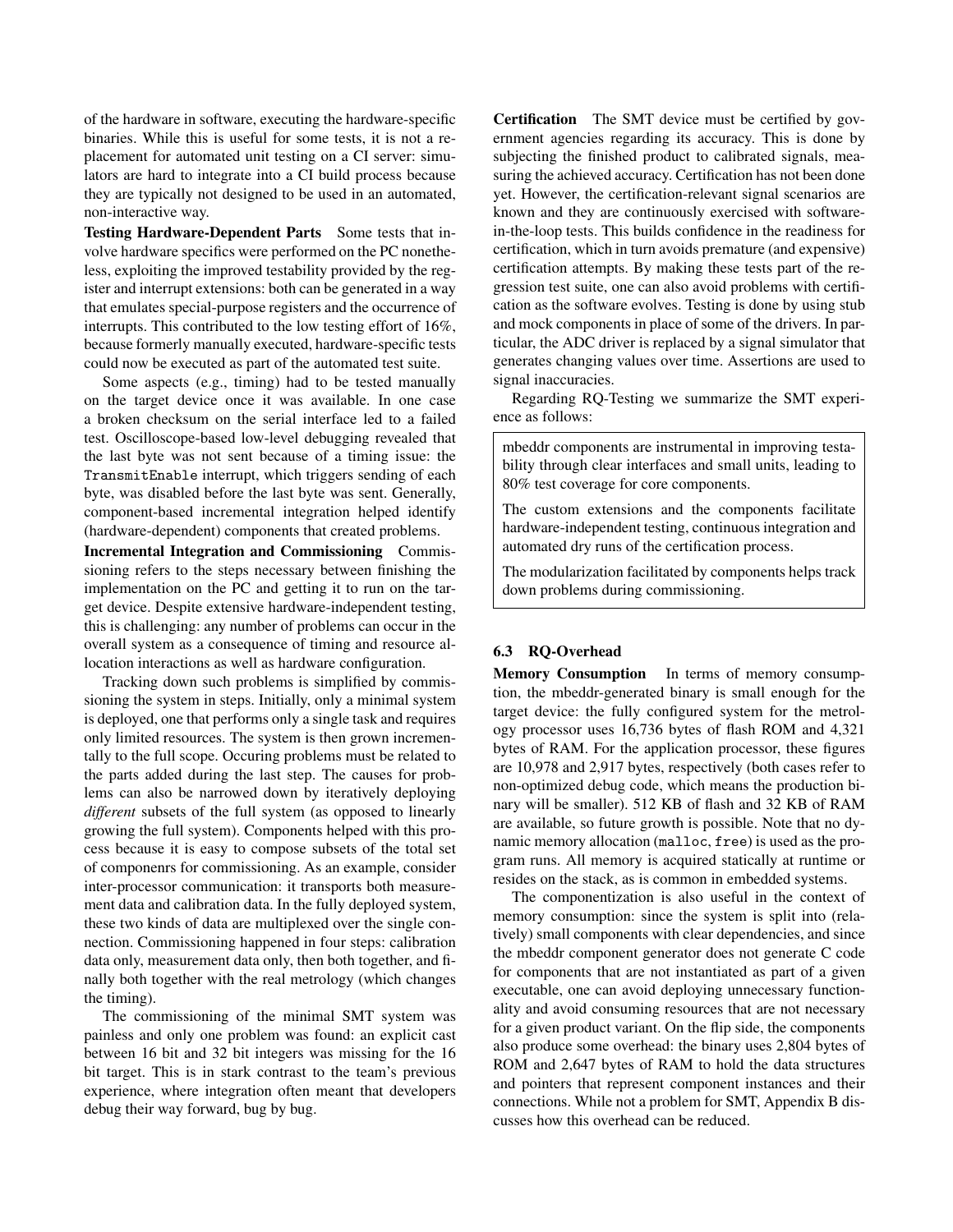of the hardware in software, executing the hardware-specific binaries. While this is useful for some tests, it is not a replacement for automated unit testing on a CI server: simulators are hard to integrate into a CI build process because they are typically not designed to be used in an automated, non-interactive way.

**Testing Hardware-Dependent Parts** Some tests that involve hardware specifics were performed on the PC nonetheless, exploiting the improved testability provided by the register and interrupt extensions: both can be generated in a way that emulates special-purpose registers and the occurrence of interrupts. This contributed to the low testing effort of 16%, because formerly manually executed, hardware-specific tests could now be executed as part of the automated test suite.

Some aspects (e.g., timing) had to be tested manually on the target device once it was available. In one case a broken checksum on the serial interface led to a failed test. Oscilloscope-based low-level debugging revealed that the last byte was not sent because of a timing issue: the `TransmitEnable` interrupt, which triggers sending of each byte, was disabled before the last byte was sent. Generally, component-based incremental integration helped identify (hardware-dependent) components that created problems.

**Incremental Integration and Commissioning** Commissioning refers to the steps necessary between finishing the implementation on the PC and getting it to run on the target device. Despite extensive hardware-independent testing, this is challenging: any number of problems can occur in the overall system as a consequence of timing and resource allocation interactions as well as hardware configuration.

Tracking down such problems is simplified by commissioning the system in steps. Initially, only a minimal system is deployed, one that performs only a single task and requires only limited resources. The system is then grown incrementally to the full scope. Occuring problems must be related to the parts added during the last step. The causes for problems can also be narrowed down by iteratively deploying *different* subsets of the full system (as opposed to linearly growing the full system). Components helped with this process because it is easy to compose subsets of the total set of componenrs for commissioning. As an example, consider inter-processor communication: it transports both measurement data and calibration data. In the fully deployed system, these two kinds of data are multiplexed over the single connection. Commissioning happened in four steps: calibration data only, measurement data only, then both together, and finally both together with the real metrology (which changes the timing).

The commissioning of the minimal SMT system was painless and only one problem was found: an explicit cast between 16 bit and 32 bit integers was missing for the 16 bit target. This is in stark contrast to the team's previous experience, where integration often meant that developers debug their way forward, bug by bug.

**Certification** The SMT device must be certified by government agencies regarding its accuracy. This is done by subjecting the finished product to calibrated signals, measuring the achieved accuracy. Certification has not been done yet. However, the certification-relevant signal scenarios are known and they are continuously exercised with software-in-the-loop tests. This builds confidence in the readiness for certification, which in turn avoids premature (and expensive) certification attempts. By making these tests part of the regression test suite, one can also avoid problems with certification as the software evolves. Testing is done by using stub and mock components in place of some of the drivers. In particular, the ADC driver is replaced by a signal simulator that generates changing values over time. Assertions are used to signal inaccuracies.

Regarding RQ-Testing we summarize the SMT experience as follows:

> mbeddr components are instrumental in improving testability through clear interfaces and small units, leading to 80% test coverage for core components.
>
> The custom extensions and the components facilitate hardware-independent testing, continuous integration and automated dry runs of the certification process.
>
> The modularization facilitated by components helps track down problems during commissioning.

### 6.3 RQ-Overhead

**Memory Consumption** In terms of memory consumption, the mbeddr-generated binary is small enough for the target device: the fully configured system for the metrology processor uses 16,736 bytes of flash ROM and 4,321 bytes of RAM. For the application processor, these figures are 10,978 and 2,917 bytes, respectively (both cases refer to non-optimized debug code, which means the production binary will be smaller). 512 KB of flash and 32 KB of RAM are available, so future growth is possible. Note that no dynamic memory allocation (`malloc`, `free`) is used as the program runs. All memory is acquired statically at runtime or resides on the stack, as is common in embedded systems.

The componentization is also useful in the context of memory consumption: since the system is split into (relatively) small components with clear dependencies, and since the mbeddr component generator does not generate C code for components that are not instantiated as part of a given executable, one can avoid deploying unnecessary functionality and avoid consuming resources that are not necessary for a given product variant. On the flip side, the components also produce some overhead: the binary uses 2,804 bytes of ROM and 2,647 bytes of RAM to hold the data structures and pointers that represent component instances and their connections. While not a problem for SMT, Appendix B discusses how this overhead can be reduced.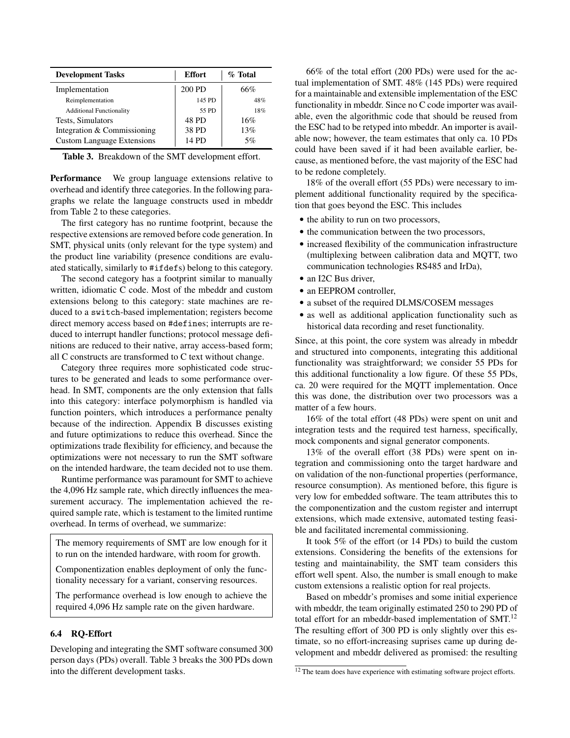| Development Tasks | Effort | % Total |
|---|---|---|
| Implementation | 200 PD | 66% |
| Reimplementation | 145 PD | 48% |
| Additional Functionality | 55 PD | 18% |
| Tests, Simulators | 48 PD | 16% |
| Integration & Commissioning | 38 PD | 13% |
| Custom Language Extensions | 14 PD | 5% |

**Table 3.** Breakdown of the SMT development effort.

**Performance** We group language extensions relative to overhead and identify three categories. In the following paragraphs we relate the language constructs used in mbeddr from Table 2 to these categories.

The first category has no runtime footprint, because the respective extensions are removed before code generation. In SMT, physical units (only relevant for the type system) and the product line variability (presence conditions are evaluated statically, similarly to `#ifdefs`) belong to this category.

The second category has a footprint similar to manually written, idiomatic C code. Most of the mbeddr and custom extensions belong to this category: state machines are reduced to a `switch`-based implementation; registers become direct memory access based on `#defines`; interrupts are reduced to interrupt handler functions; protocol message definitions are reduced to their native, array access-based form; all C constructs are transformed to C text without change.

Category three requires more sophisticated code structures to be generated and leads to some performance overhead. In SMT, components are the only extension that falls into this category: interface polymorphism is handled via function pointers, which introduces a performance penalty because of the indirection. Appendix B discusses existing and future optimizations to reduce this overhead. Since the optimizations trade flexibility for efficiency, and because the optimizations were not necessary to run the SMT software on the intended hardware, the team decided not to use them.

Runtime performance was paramount for SMT to achieve the 4,096 Hz sample rate, which directly influences the measurement accuracy. The implementation achieved the required sample rate, which is testament to the limited runtime overhead. In terms of overhead, we summarize:

> The memory requirements of SMT are low enough for it to run on the intended hardware, with room for growth.
>
> Componentization enables deployment of only the functionality necessary for a variant, conserving resources.
>
> The performance overhead is low enough to achieve the required 4,096 Hz sample rate on the given hardware.

### 6.4 RQ-Effort

Developing and integrating the SMT software consumed 300 person days (PDs) overall. Table 3 breaks the 300 PDs down into the different development tasks.

66% of the total effort (200 PDs) were used for the actual implementation of SMT. 48% (145 PDs) were required for a maintainable and extensible implementation of the ESC functionality in mbeddr. Since no C code importer was available, even the algorithmic code that should be reused from the ESC had to be retyped into mbeddr. An importer is available now; however, the team estimates that only ca. 10 PDs could have been saved if it had been available earlier, because, as mentioned before, the vast majority of the ESC had to be redone completely.

18% of the overall effort (55 PDs) were necessary to implement additional functionality required by the specification that goes beyond the ESC. This includes

- the ability to run on two processors,
- the communication between the two processors,
- increased flexibility of the communication infrastructure (multiplexing between calibration data and MQTT, two communication technologies RS485 and IrDa),
- an I2C Bus driver,
- an EEPROM controller,
- a subset of the required DLMS/COSEM messages
- as well as additional application functionality such as historical data recording and reset functionality.

Since, at this point, the core system was already in mbeddr and structured into components, integrating this additional functionality was straightforward; we consider 55 PDs for this additional functionality a low figure. Of these 55 PDs, ca. 20 were required for the MQTT implementation. Once this was done, the distribution over two processors was a matter of a few hours.

16% of the total effort (48 PDs) were spent on unit and integration tests and the required test harness, specifically, mock components and signal generator components.

13% of the overall effort (38 PDs) were spent on integration and commissioning onto the target hardware and on validation of the non-functional properties (performance, resource consumption). As mentioned before, this figure is very low for embedded software. The team attributes this to the componentization and the custom register and interrupt extensions, which made extensive, automated testing feasible and facilitated incremental commissioning.

It took 5% of the effort (or 14 PDs) to build the custom extensions. Considering the benefits of the extensions for testing and maintainability, the SMT team considers this effort well spent. Also, the number is small enough to make custom extensions a realistic option for real projects.

Based on mbeddr's promises and some initial experience with mbeddr, the team originally estimated 250 to 290 PD of total effort for an mbeddr-based implementation of SMT.[12] The resulting effort of 300 PD is only slightly over this estimate, so no effort-increasing suprises came up during development and mbeddr delivered as promised: the resulting

[12] The team does have experience with estimating software project efforts.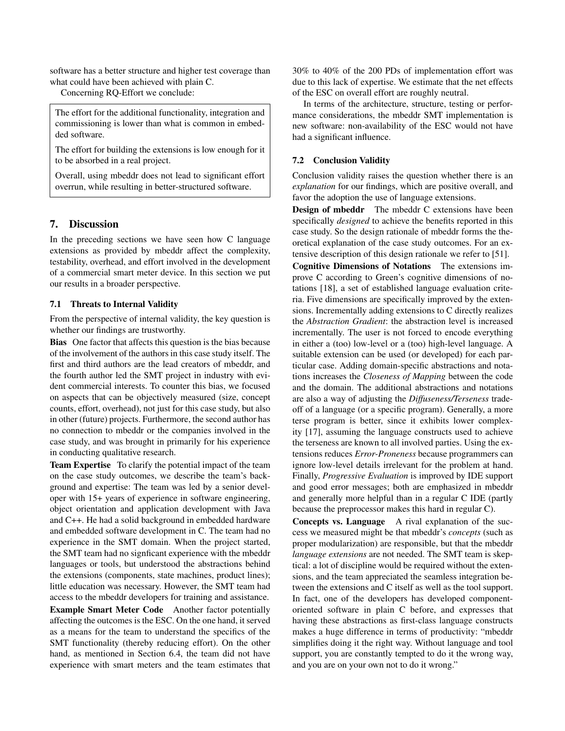software has a better structure and higher test coverage than what could have been achieved with plain C.

Concerning RQ-Effort we conclude:

> The effort for the additional functionality, integration and commissioning is lower than what is common in embedded software.
>
> The effort for building the extensions is low enough for it to be absorbed in a real project.
>
> Overall, using mbeddr does not lead to significant effort overrun, while resulting in better-structured software.

## 7. Discussion

In the preceding sections we have seen how C language extensions as provided by mbeddr affect the complexity, testability, overhead, and effort involved in the development of a commercial smart meter device. In this section we put our results in a broader perspective.

### 7.1 Threats to Internal Validity

From the perspective of internal validity, the key question is whether our findings are trustworthy.

**Bias** One factor that affects this question is the bias because of the involvement of the authors in this case study itself. The first and third authors are the lead creators of mbeddr, and the fourth author led the SMT project in industry with evident commercial interests. To counter this bias, we focused on aspects that can be objectively measured (size, concept counts, effort, overhead), not just for this case study, but also in other (future) projects. Furthermore, the second author has no connection to mbeddr or the companies involved in the case study, and was brought in primarily for his experience in conducting qualitative research.

**Team Expertise** To clarify the potential impact of the team on the case study outcomes, we describe the team's background and expertise: The team was led by a senior developer with 15+ years of experience in software engineering, object orientation and application development with Java and C++. He had a solid background in embedded hardware and embedded software development in C. The team had no experience in the SMT domain. When the project started, the SMT team had no signficant experience with the mbeddr languages or tools, but understood the abstractions behind the extensions (components, state machines, product lines); little education was necessary. However, the SMT team had access to the mbeddr developers for training and assistance.

**Example Smart Meter Code** Another factor potentially affecting the outcomes is the ESC. On the one hand, it served as a means for the team to understand the specifics of the SMT functionality (thereby reducing effort). On the other hand, as mentioned in Section 6.4, the team did not have experience with smart meters and the team estimates that 30% to 40% of the 200 PDs of implementation effort was due to this lack of expertise. We estimate that the net effects of the ESC on overall effort are roughly neutral.

In terms of the architecture, structure, testing or performance considerations, the mbeddr SMT implementation is new software: non-availability of the ESC would not have had a significant influence.

### 7.2 Conclusion Validity

Conclusion validity raises the question whether there is an *explanation* for our findings, which are positive overall, and favor the adoption the use of language extensions.

**Design of mbeddr** The mbeddr C extensions have been specifically *designed* to achieve the benefits reported in this case study. So the design rationale of mbeddr forms the theoretical explanation of the case study outcomes. For an extensive description of this design rationale we refer to [51].

**Cognitive Dimensions of Notations** The extensions improve C according to Green's cognitive dimensions of notations [18], a set of established language evaluation criteria. Five dimensions are specifically improved by the extensions. Incrementally adding extensions to C directly realizes the *Abstraction Gradient*: the abstraction level is increased incrementally. The user is not forced to encode everything in either a (too) low-level or a (too) high-level language. A suitable extension can be used (or developed) for each particular case. Adding domain-specific abstractions and notations increases the *Closeness of Mapping* between the code and the domain. The additional abstractions and notations are also a way of adjusting the *Diffuseness/Terseness* tradeoff of a language (or a specific program). Generally, a more terse program is better, since it exhibits lower complexity [17], assuming the language constructs used to achieve the terseness are known to all involved parties. Using the extensions reduces *Error-Proneness* because programmers can ignore low-level details irrelevant for the problem at hand. Finally, *Progressive Evaluation* is improved by IDE support and good error messages; both are emphasized in mbeddr and generally more helpful than in a regular C IDE (partly because the preprocessor makes this hard in regular C).

**Concepts vs. Language** A rival explanation of the success we measured might be that mbeddr's *concepts* (such as proper modularization) are responsible, but that the mbeddr *language extensions* are not needed. The SMT team is skeptical: a lot of discipline would be required without the extensions, and the team appreciated the seamless integration between the extensions and C itself as well as the tool support. In fact, one of the developers has developed component-oriented software in plain C before, and expresses that having these abstractions as first-class language constructs makes a huge difference in terms of productivity: "mbeddr simplifies doing it the right way. Without language and tool support, you are constantly tempted to do it the wrong way, and you are on your own not to do it wrong."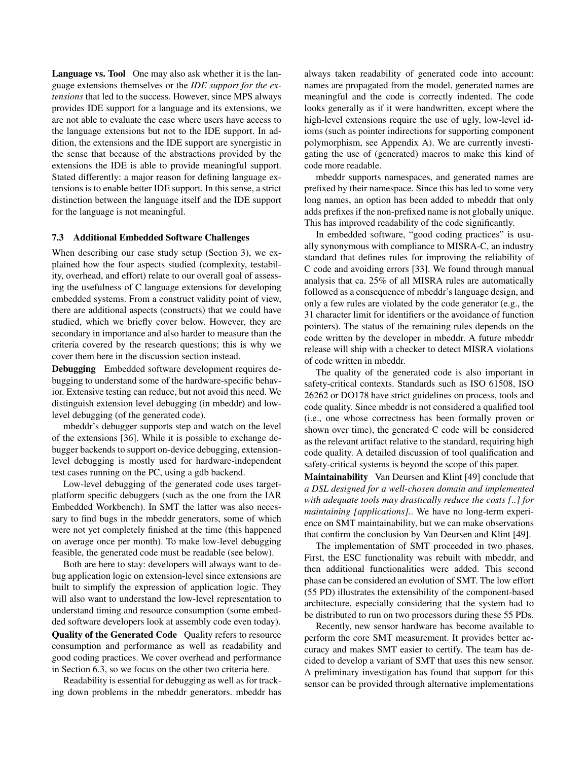**Language vs. Tool** One may also ask whether it is the language extensions themselves or the *IDE support for the extensions* that led to the success. However, since MPS always provides IDE support for a language and its extensions, we are not able to evaluate the case where users have access to the language extensions but not to the IDE support. In addition, the extensions and the IDE support are synergistic in the sense that because of the abstractions provided by the extensions the IDE is able to provide meaningful support. Stated differently: a major reason for defining language extensions is to enable better IDE support. In this sense, a strict distinction between the language itself and the IDE support for the language is not meaningful.

### 7.3 Additional Embedded Software Challenges

When describing our case study setup (Section 3), we explained how the four aspects studied (complexity, testability, overhead, and effort) relate to our overall goal of assessing the usefulness of C language extensions for developing embedded systems. From a construct validity point of view, there are additional aspects (constructs) that we could have studied, which we briefly cover below. However, they are secondary in importance and also harder to measure than the criteria covered by the research questions; this is why we cover them here in the discussion section instead.

**Debugging** Embedded software development requires debugging to understand some of the hardware-specific behavior. Extensive testing can reduce, but not avoid this need. We distinguish extension level debugging (in mbeddr) and low-level debugging (of the generated code).

mbeddr's debugger supports step and watch on the level of the extensions [36]. While it is possible to exchange debugger backends to support on-device debugging, extension-level debugging is mostly used for hardware-independent test cases running on the PC, using a gdb backend.

Low-level debugging of the generated code uses target-platform specific debuggers (such as the one from the IAR Embedded Workbench). In SMT the latter was also necessary to find bugs in the mbeddr generators, some of which were not yet completely finished at the time (this happened on average once per month). To make low-level debugging feasible, the generated code must be readable (see below).

Both are here to stay: developers will always want to debug application logic on extension-level since extensions are built to simplify the expression of application logic. They will also want to understand the low-level representation to understand timing and resource consumption (some embedded software developers look at assembly code even today).

**Quality of the Generated Code** Quality refers to resource consumption and performance as well as readability and good coding practices. We cover overhead and performance in Section 6.3, so we focus on the other two criteria here.

Readability is essential for debugging as well as for tracking down problems in the mbeddr generators. mbeddr has always taken readability of generated code into account: names are propagated from the model, generated names are meaningful and the code is correctly indented. The code looks generally as if it were handwritten, except where the high-level extensions require the use of ugly, low-level idioms (such as pointer indirections for supporting component polymorphism, see Appendix A). We are currently investigating the use of (generated) macros to make this kind of code more readable.

mbeddr supports namespaces, and generated names are prefixed by their namespace. Since this has led to some very long names, an option has been added to mbeddr that only adds prefixes if the non-prefixed name is not globally unique. This has improved readability of the code significantly.

In embedded software, "good coding practices" is usually synonymous with compliance to MISRA-C, an industry standard that defines rules for improving the reliability of C code and avoiding errors [33]. We found through manual analysis that ca. 25% of all MISRA rules are automatically followed as a consequence of mbeddr's language design, and only a few rules are violated by the code generator (e.g., the 31 character limit for identifiers or the avoidance of function pointers). The status of the remaining rules depends on the code written by the developer in mbeddr. A future mbeddr release will ship with a checker to detect MISRA violations of code written in mbeddr.

The quality of the generated code is also important in safety-critical contexts. Standards such as ISO 61508, ISO 26262 or DO178 have strict guidelines on process, tools and code quality. Since mbeddr is not considered a qualified tool (i.e., one whose correctness has been formally proven or shown over time), the generated C code will be considered as the relevant artifact relative to the standard, requiring high code quality. A detailed discussion of tool qualification and safety-critical systems is beyond the scope of this paper.

**Maintainability** Van Deursen and Klint [49] conclude that *a DSL designed for a well-chosen domain and implemented with adequate tools may drastically reduce the costs [..] for maintaining [applications].*. We have no long-term experience on SMT maintainability, but we can make observations that confirm the conclusion by Van Deursen and Klint [49].

The implementation of SMT proceeded in two phases. First, the ESC functionality was rebuilt with mbeddr, and then additional functionalities were added. This second phase can be considered an evolution of SMT. The low effort (55 PD) illustrates the extensibility of the component-based architecture, especially considering that the system had to be distributed to run on two processors during these 55 PDs.

Recently, new sensor hardware has become available to perform the core SMT measurement. It provides better accuracy and makes SMT easier to certify. The team has decided to develop a variant of SMT that uses this new sensor. A preliminary investigation has found that support for this sensor can be provided through alternative implementations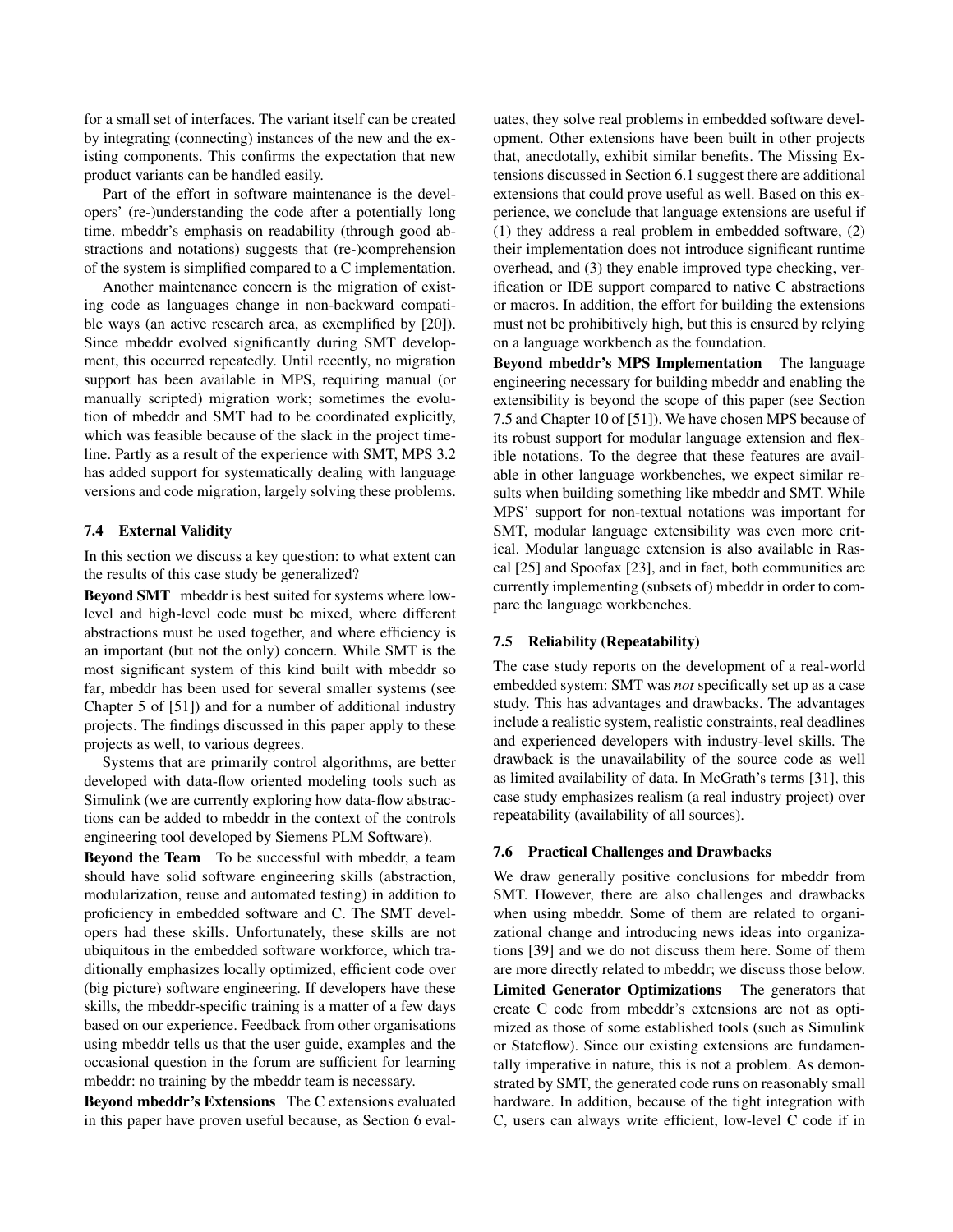for a small set of interfaces. The variant itself can be created by integrating (connecting) instances of the new and the existing components. This confirms the expectation that new product variants can be handled easily.

Part of the effort in software maintenance is the developers' (re-)understanding the code after a potentially long time. mbeddr's emphasis on readability (through good abstractions and notations) suggests that (re-)comprehension of the system is simplified compared to a C implementation.

Another maintenance concern is the migration of existing code as languages change in non-backward compatible ways (an active research area, as exemplified by [20]). Since mbeddr evolved significantly during SMT development, this occurred repeatedly. Until recently, no migration support has been available in MPS, requiring manual (or manually scripted) migration work; sometimes the evolution of mbeddr and SMT had to be coordinated explicitly, which was feasible because of the slack in the project timeline. Partly as a result of the experience with SMT, MPS 3.2 has added support for systematically dealing with language versions and code migration, largely solving these problems.

### 7.4 External Validity

In this section we discuss a key question: to what extent can the results of this case study be generalized?

**Beyond SMT** mbeddr is best suited for systems where low-level and high-level code must be mixed, where different abstractions must be used together, and where efficiency is an important (but not the only) concern. While SMT is the most significant system of this kind built with mbeddr so far, mbeddr has been used for several smaller systems (see Chapter 5 of [51]) and for a number of additional industry projects. The findings discussed in this paper apply to these projects as well, to various degrees.

Systems that are primarily control algorithms, are better developed with data-flow oriented modeling tools such as Simulink (we are currently exploring how data-flow abstractions can be added to mbeddr in the context of the controls engineering tool developed by Siemens PLM Software).

**Beyond the Team** To be successful with mbeddr, a team should have solid software engineering skills (abstraction, modularization, reuse and automated testing) in addition to proficiency in embedded software and C. The SMT developers had these skills. Unfortunately, these skills are not ubiquitous in the embedded software workforce, which traditionally emphasizes locally optimized, efficient code over (big picture) software engineering. If developers have these skills, the mbeddr-specific training is a matter of a few days based on our experience. Feedback from other organisations using mbeddr tells us that the user guide, examples and the occasional question in the forum are sufficient for learning mbeddr: no training by the mbeddr team is necessary.

**Beyond mbeddr's Extensions** The C extensions evaluated in this paper have proven useful because, as Section 6 evaluates, they solve real problems in embedded software development. Other extensions have been built in other projects that, anecdotally, exhibit similar benefits. The Missing Extensions discussed in Section 6.1 suggest there are additional extensions that could prove useful as well. Based on this experience, we conclude that language extensions are useful if (1) they address a real problem in embedded software, (2) their implementation does not introduce significant runtime overhead, and (3) they enable improved type checking, verification or IDE support compared to native C abstractions or macros. In addition, the effort for building the extensions must not be prohibitively high, but this is ensured by relying on a language workbench as the foundation.

**Beyond mbeddr's MPS Implementation** The language engineering necessary for building mbeddr and enabling the extensibility is beyond the scope of this paper (see Section 7.5 and Chapter 10 of [51]). We have chosen MPS because of its robust support for modular language extension and flexible notations. To the degree that these features are available in other language workbenches, we expect similar results when building something like mbeddr and SMT. While MPS' support for non-textual notations was important for SMT, modular language extensibility was even more critical. Modular language extension is also available in Rascal [25] and Spoofax [23], and in fact, both communities are currently implementing (subsets of) mbeddr in order to compare the language workbenches.

### 7.5 Reliability (Repeatability)

The case study reports on the development of a real-world embedded system: SMT was *not* specifically set up as a case study. This has advantages and drawbacks. The advantages include a realistic system, realistic constraints, real deadlines and experienced developers with industry-level skills. The drawback is the unavailability of the source code as well as limited availability of data. In McGrath's terms [31], this case study emphasizes realism (a real industry project) over repeatability (availability of all sources).

### 7.6 Practical Challenges and Drawbacks

We draw generally positive conclusions for mbeddr from SMT. However, there are also challenges and drawbacks when using mbeddr. Some of them are related to organizational change and introducing news ideas into organizations [39] and we do not discuss them here. Some of them are more directly related to mbeddr; we discuss those below.

**Limited Generator Optimizations** The generators that create C code from mbeddr's extensions are not as optimized as those of some established tools (such as Simulink or Stateflow). Since our existing extensions are fundamentally imperative in nature, this is not a problem. As demonstrated by SMT, the generated code runs on reasonably small hardware. In addition, because of the tight integration with C, users can always write efficient, low-level C code if in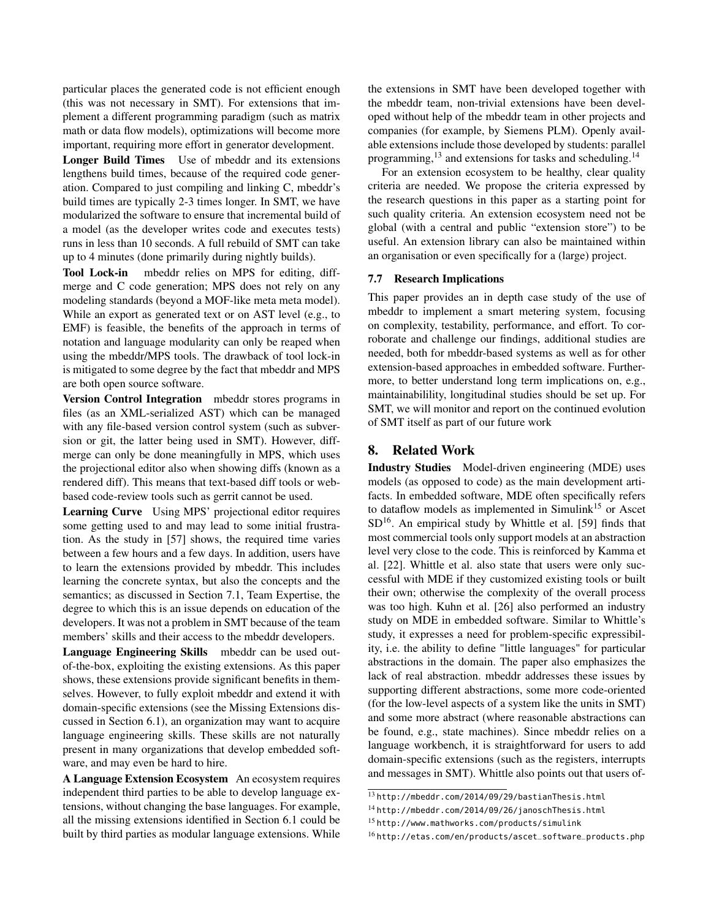particular places the generated code is not efficient enough (this was not necessary in SMT). For extensions that implement a different programming paradigm (such as matrix math or data flow models), optimizations will become more important, requiring more effort in generator development.

**Longer Build Times** Use of mbeddr and its extensions lengthens build times, because of the required code generation. Compared to just compiling and linking C, mbeddr's build times are typically 2-3 times longer. In SMT, we have modularized the software to ensure that incremental build of a model (as the developer writes code and executes tests) runs in less than 10 seconds. A full rebuild of SMT can take up to 4 minutes (done primarily during nightly builds).

**Tool Lock-in** mbeddr relies on MPS for editing, diff-merge and C code generation; MPS does not rely on any modeling standards (beyond a MOF-like meta meta model). While an export as generated text or on AST level (e.g., to EMF) is feasible, the benefits of the approach in terms of notation and language modularity can only be reaped when using the mbeddr/MPS tools. The drawback of tool lock-in is mitigated to some degree by the fact that mbeddr and MPS are both open source software.

**Version Control Integration** mbeddr stores programs in files (as an XML-serialized AST) which can be managed with any file-based version control system (such as subversion or git, the latter being used in SMT). However, diff-merge can only be done meaningfully in MPS, which uses the projectional editor also when showing diffs (known as a rendered diff). This means that text-based diff tools or web-based code-review tools such as gerrit cannot be used.

**Learning Curve** Using MPS' projectional editor requires some getting used to and may lead to some initial frustration. As the study in [57] shows, the required time varies between a few hours and a few days. In addition, users have to learn the extensions provided by mbeddr. This includes learning the concrete syntax, but also the concepts and the semantics; as discussed in Section 7.1, Team Expertise, the degree to which this is an issue depends on education of the developers. It was not a problem in SMT because of the team members' skills and their access to the mbeddr developers.

**Language Engineering Skills** mbeddr can be used out-of-the-box, exploiting the existing extensions. As this paper shows, these extensions provide significant benefits in themselves. However, to fully exploit mbeddr and extend it with domain-specific extensions (see the Missing Extensions discussed in Section 6.1), an organization may want to acquire language engineering skills. These skills are not naturally present in many organizations that develop embedded software, and may even be hard to hire.

**A Language Extension Ecosystem** An ecosystem requires independent third parties to be able to develop language extensions, without changing the base languages. For example, all the missing extensions identified in Section 6.1 could be built by third parties as modular language extensions. While the extensions in SMT have been developed together with the mbeddr team, non-trivial extensions have been developed without help of the mbeddr team in other projects and companies (for example, by Siemens PLM). Openly available extensions include those developed by students: parallel programming,[13] and extensions for tasks and scheduling.[14]

For an extension ecosystem to be healthy, clear quality criteria are needed. We propose the criteria expressed by the research questions in this paper as a starting point for such quality criteria. An extension ecosystem need not be global (with a central and public "extension store") to be useful. An extension library can also be maintained within an organisation or even specifically for a (large) project.

### 7.7 Research Implications

This paper provides an in depth case study of the use of mbeddr to implement a smart metering system, focusing on complexity, testability, performance, and effort. To corroborate and challenge our findings, additional studies are needed, both for mbeddr-based systems as well as for other extension-based approaches in embedded software. Furthermore, to better understand long term implications on, e.g., maintainabilility, longitudinal studies should be set up. For SMT, we will monitor and report on the continued evolution of SMT itself as part of our future work

## 8. Related Work

**Industry Studies** Model-driven engineering (MDE) uses models (as opposed to code) as the main development artifacts. In embedded software, MDE often specifically refers to dataflow models as implemented in Simulink[15] or Ascet SD[16]. An empirical study by Whittle et al. [59] finds that most commercial tools only support models at an abstraction level very close to the code. This is reinforced by Kamma et al. [22]. Whittle et al. also state that users were only successful with MDE if they customized existing tools or built their own; otherwise the complexity of the overall process was too high. Kuhn et al. [26] also performed an industry study on MDE in embedded software. Similar to Whittle's study, it expresses a need for problem-specific expressibility, i.e. the ability to define "little languages" for particular abstractions in the domain. The paper also emphasizes the lack of real abstraction. mbeddr addresses these issues by supporting different abstractions, some more code-oriented (for the low-level aspects of a system like the units in SMT) and some more abstract (where reasonable abstractions can be found, e.g., state machines). Since mbeddr relies on a language workbench, it is straightforward for users to add domain-specific extensions (such as the registers, interrupts and messages in SMT). Whittle also points out that users of-

[13] http://mbeddr.com/2014/09/29/bastianThesis.html

[14] http://mbeddr.com/2014/09/26/janoschThesis.html

[15] http://www.mathworks.com/products/simulink

[16] http://etas.com/en/products/ascet_software_products.php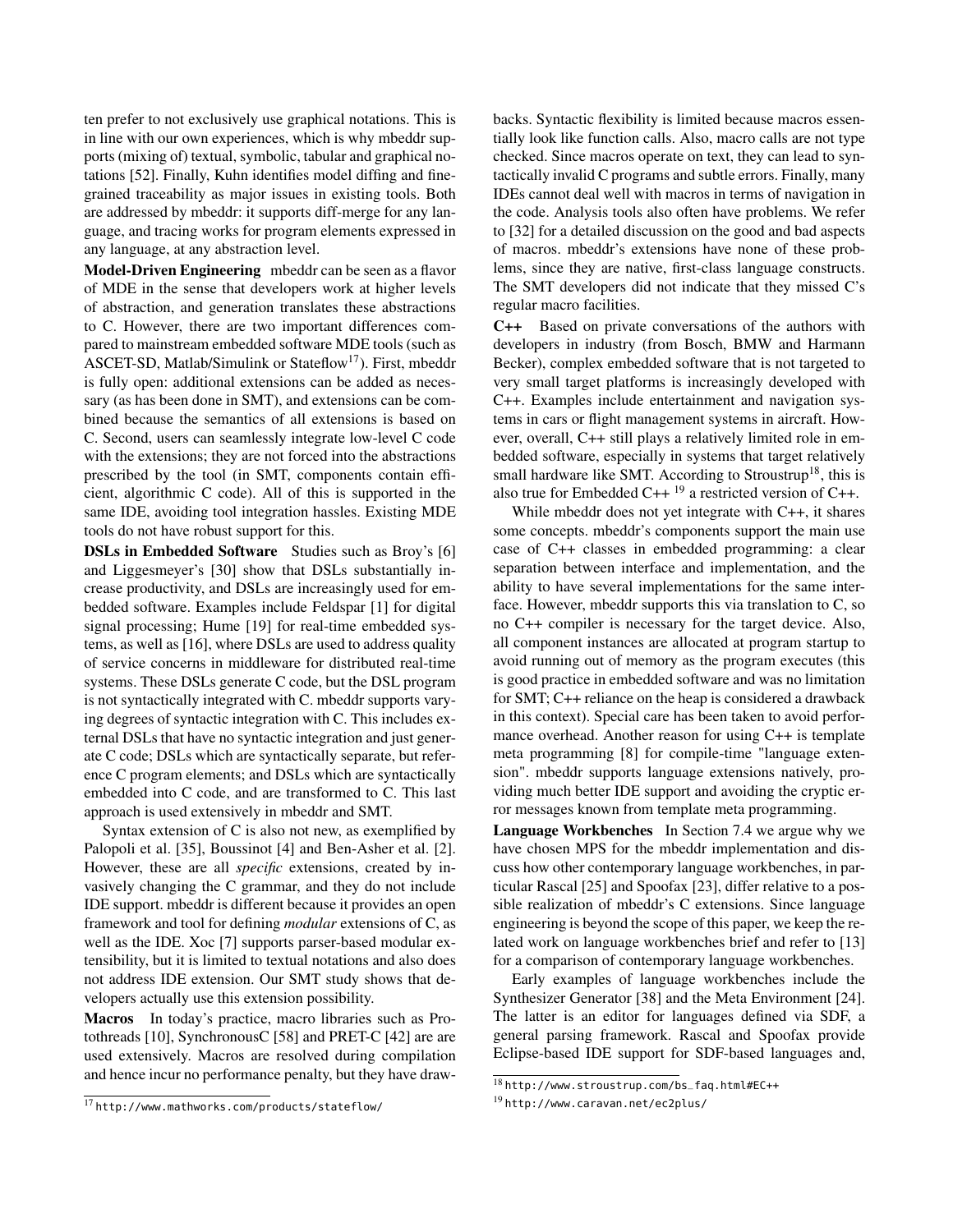ten prefer to not exclusively use graphical notations. This is in line with our own experiences, which is why mbeddr supports (mixing of) textual, symbolic, tabular and graphical notations [52]. Finally, Kuhn identifies model diffing and fine-grained traceability as major issues in existing tools. Both are addressed by mbeddr: it supports diff-merge for any language, and tracing works for program elements expressed in any language, at any abstraction level.

**Model-Driven Engineering** mbeddr can be seen as a flavor of MDE in the sense that developers work at higher levels of abstraction, and generation translates these abstractions to C. However, there are two important differences compared to mainstream embedded software MDE tools (such as ASCET-SD, Matlab/Simulink or Stateflow[17]). First, mbeddr is fully open: additional extensions can be added as necessary (as has been done in SMT), and extensions can be combined because the semantics of all extensions is based on C. Second, users can seamlessly integrate low-level C code with the extensions; they are not forced into the abstractions prescribed by the tool (in SMT, components contain efficient, algorithmic C code). All of this is supported in the same IDE, avoiding tool integration hassles. Existing MDE tools do not have robust support for this.

**DSLs in Embedded Software** Studies such as Broy's [6] and Liggesmeyer's [30] show that DSLs substantially increase productivity, and DSLs are increasingly used for embedded software. Examples include Feldspar [1] for digital signal processing; Hume [19] for real-time embedded systems, as well as [16], where DSLs are used to address quality of service concerns in middleware for distributed real-time systems. These DSLs generate C code, but the DSL program is not syntactically integrated with C. mbeddr supports varying degrees of syntactic integration with C. This includes external DSLs that have no syntactic integration and just generate C code; DSLs which are syntactically separate, but reference C program elements; and DSLs which are syntactically embedded into C code, and are transformed to C. This last approach is used extensively in mbeddr and SMT.

Syntax extension of C is also not new, as exemplified by Palopoli et al. [35], Boussinot [4] and Ben-Asher et al. [2]. However, these are all *specific* extensions, created by invasively changing the C grammar, and they do not include IDE support. mbeddr is different because it provides an open framework and tool for defining *modular* extensions of C, as well as the IDE. Xoc [7] supports parser-based modular extensibility, but it is limited to textual notations and also does not address IDE extension. Our SMT study shows that developers actually use this extension possibility.

**Macros** In today's practice, macro libraries such as Protothreads [10], SynchronousC [58] and PRET-C [42] are are used extensively. Macros are resolved during compilation and hence incur no performance penalty, but they have drawbacks. Syntactic flexibility is limited because macros essentially look like function calls. Also, macro calls are not type checked. Since macros operate on text, they can lead to syntactically invalid C programs and subtle errors. Finally, many IDEs cannot deal well with macros in terms of navigation in the code. Analysis tools also often have problems. We refer to [32] for a detailed discussion on the good and bad aspects of macros. mbeddr's extensions have none of these problems, since they are native, first-class language constructs. The SMT developers did not indicate that they missed C's regular macro facilities.

**C++** Based on private conversations of the authors with developers in industry (from Bosch, BMW and Harmann Becker), complex embedded software that is not targeted to very small target platforms is increasingly developed with C++. Examples include entertainment and navigation systems in cars or flight management systems in aircraft. However, overall, C++ still plays a relatively limited role in embedded software, especially in systems that target relatively small hardware like SMT. According to Stroustrup[18], this is also true for Embedded C++ [19] a restricted version of C++.

While mbeddr does not yet integrate with C++, it shares some concepts. mbeddr's components support the main use case of C++ classes in embedded programming: a clear separation between interface and implementation, and the ability to have several implementations for the same interface. However, mbeddr supports this via translation to C, so no C++ compiler is necessary for the target device. Also, all component instances are allocated at program startup to avoid running out of memory as the program executes (this is good practice in embedded software and was no limitation for SMT; C++ reliance on the heap is considered a drawback in this context). Special care has been taken to avoid performance overhead. Another reason for using C++ is template meta programming [8] for compile-time "language extension". mbeddr supports language extensions natively, providing much better IDE support and avoiding the cryptic error messages known from template meta programming.

**Language Workbenches** In Section 7.4 we argue why we have chosen MPS for the mbeddr implementation and discuss how other contemporary language workbenches, in particular Rascal [25] and Spoofax [23], differ relative to a possible realization of mbeddr's C extensions. Since language engineering is beyond the scope of this paper, we keep the related work on language workbenches brief and refer to [13] for a comparison of contemporary language workbenches.

Early examples of language workbenches include the Synthesizer Generator [38] and the Meta Environment [24]. The latter is an editor for languages defined via SDF, a general parsing framework. Rascal and Spoofax provide Eclipse-based IDE support for SDF-based languages and,

[17] http://www.mathworks.com/products/stateflow/

[18] http://www.stroustrup.com/bs_faq.html#EC++

[19] http://www.caravan.net/ec2plus/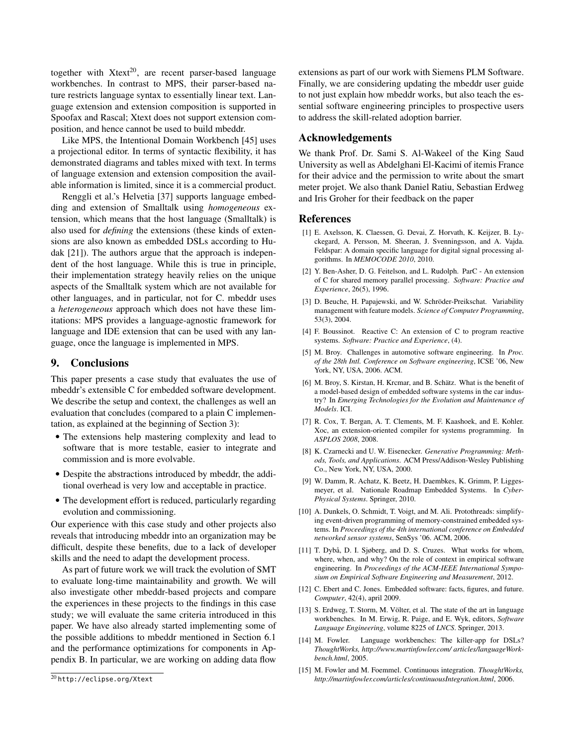together with Xtext[20], are recent parser-based language workbenches. In contrast to MPS, their parser-based nature restricts language syntax to essentially linear text. Language extension and extension composition is supported in Spoofax and Rascal; Xtext does not support extension composition, and hence cannot be used to build mbeddr.

Like MPS, the Intentional Domain Workbench [45] uses a projectional editor. In terms of syntactic flexibility, it has demonstrated diagrams and tables mixed with text. In terms of language extension and extension composition the available information is limited, since it is a commercial product.

Renggli et al.'s Helvetia [37] supports language embedding and extension of Smalltalk using *homogeneous* extension, which means that the host language (Smalltalk) is also used for *defining* the extensions (these kinds of extensions are also known as embedded DSLs according to Hudak [21]). The authors argue that the approach is independent of the host language. While this is true in principle, their implementation strategy heavily relies on the unique aspects of the Smalltalk system which are not available for other languages, and in particular, not for C. mbeddr uses a *heterogeneous* approach which does not have these limitations: MPS provides a language-agnostic framework for language and IDE extension that can be used with any language, once the language is implemented in MPS.

## 9. Conclusions

This paper presents a case study that evaluates the use of mbeddr's extensible C for embedded software development. We describe the setup and context, the challenges as well an evaluation that concludes (compared to a plain C implementation, as explained at the beginning of Section 3):

- The extensions help mastering complexity and lead to software that is more testable, easier to integrate and commission and is more evolvable.
- Despite the abstractions introduced by mbeddr, the additional overhead is very low and acceptable in practice.
- The development effort is reduced, particularly regarding evolution and commissioning.

Our experience with this case study and other projects also reveals that introducing mbeddr into an organization may be difficult, despite these benefits, due to a lack of developer skills and the need to adapt the development process.

As part of future work we will track the evolution of SMT to evaluate long-time maintainability and growth. We will also investigate other mbeddr-based projects and compare the experiences in these projects to the findings in this case study; we will evaluate the same criteria introduced in this paper. We have also already started implementing some of the possible additions to mbeddr mentioned in Section 6.1 and the performance optimizations for components in Appendix B. In particular, we are working on adding data flow extensions as part of our work with Siemens PLM Software. Finally, we are considering updating the mbeddr user guide to not just explain how mbeddr works, but also teach the essential software engineering principles to prospective users to address the skill-related adoption barrier.

[20] `http://eclipse.org/Xtext`

## Acknowledgements

We thank Prof. Dr. Sami S. Al-Wakeel of the King Saud University as well as Abdelghani El-Kacimi of itemis France for their advice and the permission to write about the smart meter projet. We also thank Daniel Ratiu, Sebastian Erdweg and Iris Groher for their feedback on the paper

## References

[1] E. Axelsson, K. Claessen, G. Devai, Z. Horvath, K. Keijzer, B. Lyckegard, A. Persson, M. Sheeran, J. Svenningsson, and A. Vajda. Feldspar: A domain specific language for digital signal processing algorithms. In *MEMOCODE 2010*, 2010.

[2] Y. Ben-Asher, D. G. Feitelson, and L. Rudolph. ParC - An extension of C for shared memory parallel processing. *Software: Practice and Experience*, 26(5), 1996.

[3] D. Beuche, H. Papajewski, and W. Schröder-Preikschat. Variability management with feature models. *Science of Computer Programming*, 53(3), 2004.

[4] F. Boussinot. Reactive C: An extension of C to program reactive systems. *Software: Practice and Experience*, (4).

[5] M. Broy. Challenges in automotive software engineering. In *Proc. of the 28th Intl. Conference on Software engineering*, ICSE '06, New York, NY, USA, 2006. ACM.

[6] M. Broy, S. Kirstan, H. Krcmar, and B. Schätz. What is the benefit of a model-based design of embedded software systems in the car industry? In *Emerging Technologies for the Evolution and Maintenance of Models*. ICI.

[7] R. Cox, T. Bergan, A. T. Clements, M. F. Kaashoek, and E. Kohler. Xoc, an extension-oriented compiler for systems programming. In *ASPLOS 2008*, 2008.

[8] K. Czarnecki and U. W. Eisenecker. *Generative Programming: Methods, Tools, and Applications*. ACM Press/Addison-Wesley Publishing Co., New York, NY, USA, 2000.

[9] W. Damm, R. Achatz, K. Beetz, H. Daembkes, K. Grimm, P. Liggesmeyer, et al. Nationale Roadmap Embedded Systems. In *Cyber-Physical Systems*. Springer, 2010.

[10] A. Dunkels, O. Schmidt, T. Voigt, and M. Ali. Protothreads: simplifying event-driven programming of memory-constrained embedded systems. In *Proceedings of the 4th international conference on Embedded networked sensor systems*, SenSys '06. ACM, 2006.

[11] T. Dybå, D. I. Sjøberg, and D. S. Cruzes. What works for whom, where, when, and why? On the role of context in empirical software engineering. In *Proceedings of the ACM-IEEE International Symposium on Empirical Software Engineering and Measurement*, 2012.

[12] C. Ebert and C. Jones. Embedded software: facts, figures, and future. *Computer*, 42(4), april 2009.

[13] S. Erdweg, T. Storm, M. Völter, et al. The state of the art in language workbenches. In M. Erwig, R. Paige, and E. Wyk, editors, *Software Language Engineering*, volume 8225 of *LNCS*. Springer, 2013.

[14] M. Fowler. Language workbenches: The killer-app for DSLs? *ThoughtWorks, http://www.martinfowler.com/ articles/languageWorkbench.html*, 2005.

[15] M. Fowler and M. Foemmel. Continuous integration. *ThoughtWorks, http://martinfowler.com/articles/continuousIntegration.html*, 2006.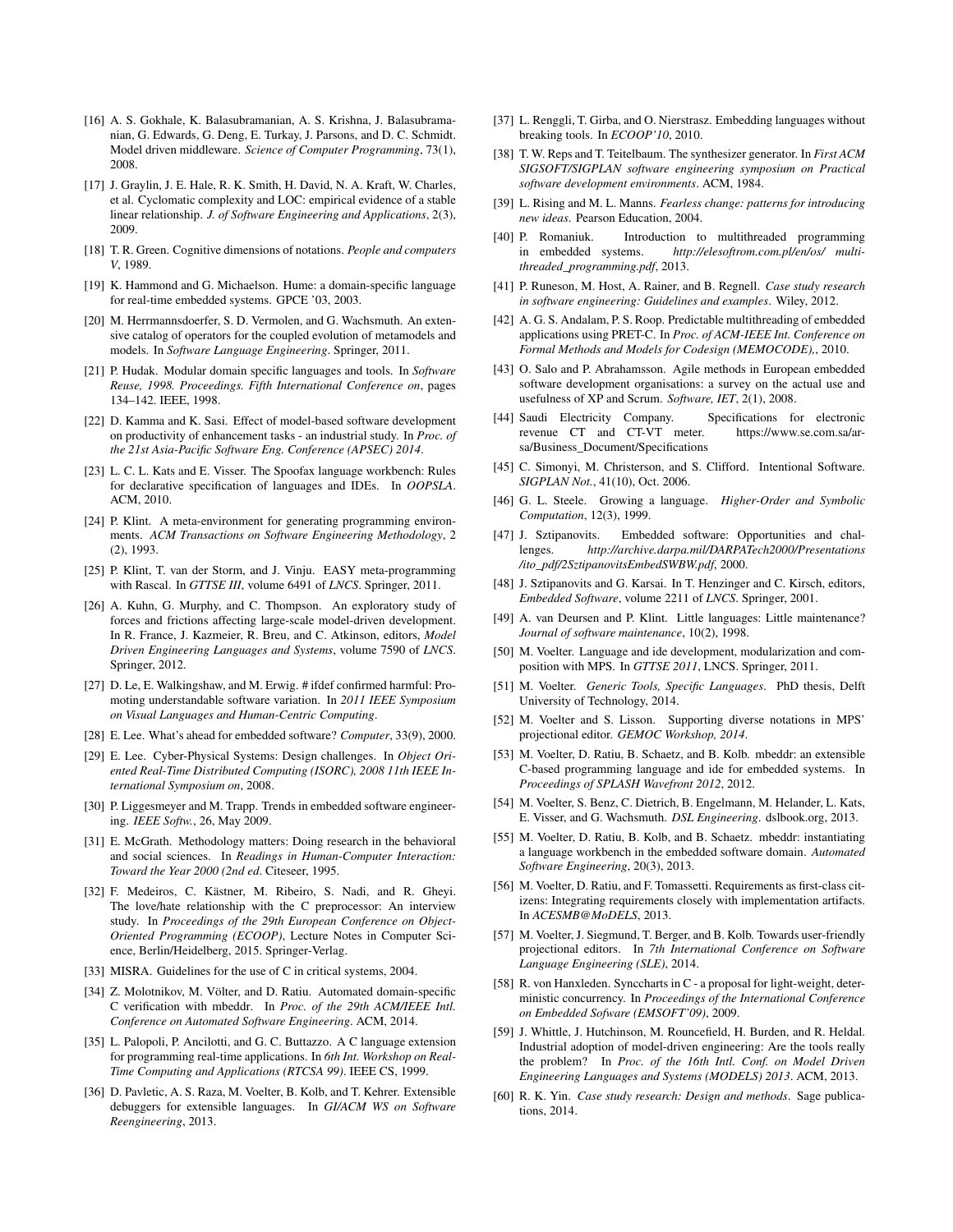[16] A. S. Gokhale, K. Balasubramanian, A. S. Krishna, J. Balasubramanian, G. Edwards, G. Deng, E. Turkay, J. Parsons, and D. C. Schmidt. Model driven middleware. *Science of Computer Programming*, 73(1), 2008.

[17] J. Graylin, J. E. Hale, R. K. Smith, H. David, N. A. Kraft, W. Charles, et al. Cyclomatic complexity and LOC: empirical evidence of a stable linear relationship. *J. of Software Engineering and Applications*, 2(3), 2009.

[18] T. R. Green. Cognitive dimensions of notations. *People and computers V*, 1989.

[19] K. Hammond and G. Michaelson. Hume: a domain-specific language for real-time embedded systems. GPCE '03, 2003.

[20] M. Herrmannsdoerfer, S. D. Vermolen, and G. Wachsmuth. An extensive catalog of operators for the coupled evolution of metamodels and models. In *Software Language Engineering*. Springer, 2011.

[21] P. Hudak. Modular domain specific languages and tools. In *Software Reuse, 1998. Proceedings. Fifth International Conference on*, pages 134–142. IEEE, 1998.

[22] D. Kamma and K. Sasi. Effect of model-based software development on productivity of enhancement tasks - an industrial study. In *Proc. of the 21st Asia-Pacific Software Eng. Conference (APSEC) 2014*.

[23] L. C. L. Kats and E. Visser. The Spoofax language workbench: Rules for declarative specification of languages and IDEs. In *OOPSLA*. ACM, 2010.

[24] P. Klint. A meta-environment for generating programming environments. *ACM Transactions on Software Engineering Methodology*, 2 (2), 1993.

[25] P. Klint, T. van der Storm, and J. Vinju. EASY meta-programming with Rascal. In *GTTSE III*, volume 6491 of *LNCS*. Springer, 2011.

[26] A. Kuhn, G. Murphy, and C. Thompson. An exploratory study of forces and frictions affecting large-scale model-driven development. In R. France, J. Kazmeier, R. Breu, and C. Atkinson, editors, *Model Driven Engineering Languages and Systems*, volume 7590 of *LNCS*. Springer, 2012.

[27] D. Le, E. Walkingshaw, and M. Erwig. # ifdef confirmed harmful: Promoting understandable software variation. In *2011 IEEE Symposium on Visual Languages and Human-Centric Computing*.

[28] E. Lee. What's ahead for embedded software? *Computer*, 33(9), 2000.

[29] E. Lee. Cyber-Physical Systems: Design challenges. In *Object Oriented Real-Time Distributed Computing (ISORC), 2008 11th IEEE International Symposium on*, 2008.

[30] P. Liggesmeyer and M. Trapp. Trends in embedded software engineering. *IEEE Softw.*, 26, May 2009.

[31] E. McGrath. Methodology matters: Doing research in the behavioral and social sciences. In *Readings in Human-Computer Interaction: Toward the Year 2000 (2nd ed*. Citeseer, 1995.

[32] F. Medeiros, C. Kästner, M. Ribeiro, S. Nadi, and R. Gheyi. The love/hate relationship with the C preprocessor: An interview study. In *Proceedings of the 29th European Conference on Object-Oriented Programming (ECOOP)*, Lecture Notes in Computer Science, Berlin/Heidelberg, 2015. Springer-Verlag.

[33] MISRA. Guidelines for the use of C in critical systems, 2004.

[34] Z. Molotnikov, M. Völter, and D. Ratiu. Automated domain-specific C verification with mbeddr. In *Proc. of the 29th ACM/IEEE Intl. Conference on Automated Software Engineering*. ACM, 2014.

[35] L. Palopoli, P. Ancilotti, and G. C. Buttazzo. A C language extension for programming real-time applications. In *6th Int. Workshop on Real-Time Computing and Applications (RTCSA 99)*. IEEE CS, 1999.

[36] D. Pavletic, A. S. Raza, M. Voelter, B. Kolb, and T. Kehrer. Extensible debuggers for extensible languages. In *GI/ACM WS on Software Reengineering*, 2013.

[37] L. Renggli, T. Girba, and O. Nierstrasz. Embedding languages without breaking tools. In *ECOOP'10*, 2010.

[38] T. W. Reps and T. Teitelbaum. The synthesizer generator. In *First ACM SIGSOFT/SIGPLAN software engineering symposium on Practical software development environments*. ACM, 1984.

[39] L. Rising and M. L. Manns. *Fearless change: patterns for introducing new ideas*. Pearson Education, 2004.

[40] P. Romaniuk. Introduction to multithreaded programming in embedded systems. *http://elesoftrom.com.pl/en/os/ multithreaded_programming.pdf*, 2013.

[41] P. Runeson, M. Host, A. Rainer, and B. Regnell. *Case study research in software engineering: Guidelines and examples*. Wiley, 2012.

[42] A. G. S. Andalam, P. S. Roop. Predictable multithreading of embedded applications using PRET-C. In *Proc. of ACM-IEEE Int. Conference on Formal Methods and Models for Codesign (MEMOCODE),*, 2010.

[43] O. Salo and P. Abrahamsson. Agile methods in European embedded software development organisations: a survey on the actual use and usefulness of XP and Scrum. *Software, IET*, 2(1), 2008.

[44] Saudi Electricity Company. Specifications for electronic revenue CT and CT-VT meter. https://www.se.com.sa/ar-sa/Business_Document/Specifications

[45] C. Simonyi, M. Christerson, and S. Clifford. Intentional Software. *SIGPLAN Not.*, 41(10), Oct. 2006.

[46] G. L. Steele. Growing a language. *Higher-Order and Symbolic Computation*, 12(3), 1999.

[47] J. Sztipanovits. Embedded software: Opportunities and challenges. *http://archive.darpa.mil/DARPATech2000/Presentations /ito_pdf/2SztipanovitsEmbedSWBW.pdf*, 2000.

[48] J. Sztipanovits and G. Karsai. In T. Henzinger and C. Kirsch, editors, *Embedded Software*, volume 2211 of *LNCS*. Springer, 2001.

[49] A. van Deursen and P. Klint. Little languages: Little maintenance? *Journal of software maintenance*, 10(2), 1998.

[50] M. Voelter. Language and ide development, modularization and composition with MPS. In *GTTSE 2011*, LNCS. Springer, 2011.

[51] M. Voelter. *Generic Tools, Specific Languages*. PhD thesis, Delft University of Technology, 2014.

[52] M. Voelter and S. Lisson. Supporting diverse notations in MPS' projectional editor. *GEMOC Workshop, 2014*.

[53] M. Voelter, D. Ratiu, B. Schaetz, and B. Kolb. mbeddr: an extensible C-based programming language and ide for embedded systems. In *Proceedings of SPLASH Wavefront 2012*, 2012.

[54] M. Voelter, S. Benz, C. Dietrich, B. Engelmann, M. Helander, L. Kats, E. Visser, and G. Wachsmuth. *DSL Engineering*. dslbook.org, 2013.

[55] M. Voelter, D. Ratiu, B. Kolb, and B. Schaetz. mbeddr: instantiating a language workbench in the embedded software domain. *Automated Software Engineering*, 20(3), 2013.

[56] M. Voelter, D. Ratiu, and F. Tomassetti. Requirements as first-class citizens: Integrating requirements closely with implementation artifacts. In *ACESMB@MoDELS*, 2013.

[57] M. Voelter, J. Siegmund, T. Berger, and B. Kolb. Towards user-friendly projectional editors. In *7th International Conference on Software Language Engineering (SLE)*, 2014.

[58] R. von Hanxleden. Synccharts in C - a proposal for light-weight, deterministic concurrency. In *Proceedings of the International Conference on Embedded Sofware (EMSOFT'09)*, 2009.

[59] J. Whittle, J. Hutchinson, M. Rouncefield, H. Burden, and R. Heldal. Industrial adoption of model-driven engineering: Are the tools really the problem? In *Proc. of the 16th Intl. Conf. on Model Driven Engineering Languages and Systems (MODELS) 2013*. ACM, 2013.

[60] R. K. Yin. *Case study research: Design and methods*. Sage publications, 2014.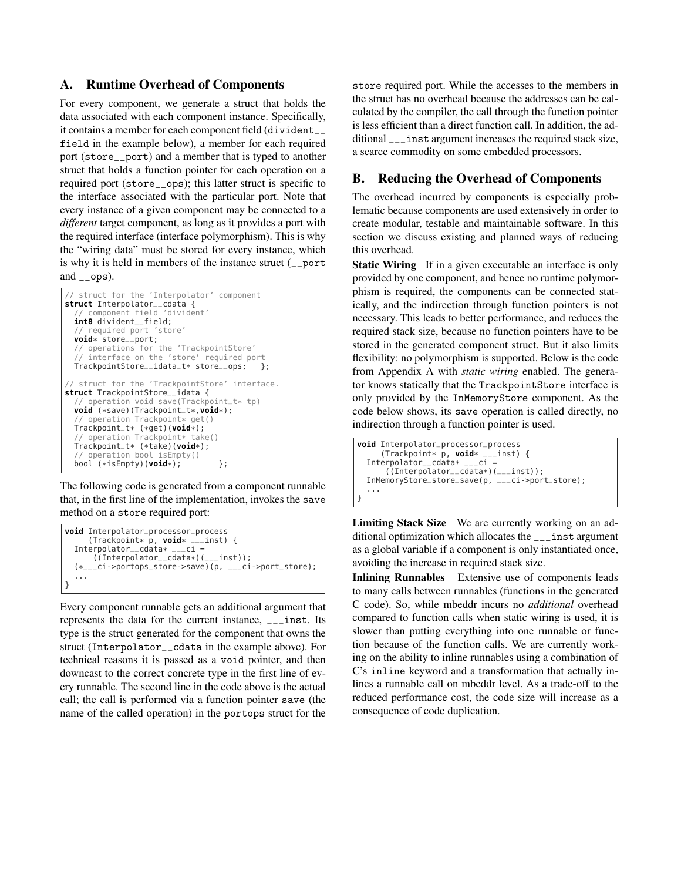## A. Runtime Overhead of Components

For every component, we generate a struct that holds the data associated with each component instance. Specifically, it contains a member for each component field (`divident__field` in the example below), a member for each required port (`store__port`) and a member that is typed to another struct that holds a function pointer for each operation on a required port (`store__ops`); this latter struct is specific to the interface associated with the particular port. Note that every instance of a given component may be connected to a *different* target component, as long as it provides a port with the required interface (interface polymorphism). This is why the "wiring data" must be stored for every instance, which is why it is held in members of the instance struct (`__port` and `__ops`).

```
// struct for the 'Interpolator' component
struct Interpolator__cdata {
  // component field 'divident'
  int8 divident__field;
  // required port 'store'
  void* store__port;
  // operations for the 'TrackpointStore'
  // interface on the 'store' required port
  TrackpointStore__idata_t* store__ops;   };

// struct for the 'TrackpointStore' interface.
struct TrackpointStore__idata {
  // operation void save(Trackpoint_t* tp)
  void (*save)(Trackpoint_t*,void*);
  // operation Trackpoint* get()
  Trackpoint_t* (*get)(void*);
  // operation Trackpoint* take()
  Trackpoint_t* (*take)(void*);
  // operation bool isEmpty()
  bool (*isEmpty)(void*);          };
```

The following code is generated from a component runnable that, in the first line of the implementation, invokes the `save` method on a `store` required port:

```
void Interpolator_processor_process
     (Trackpoint* p, void* ___inst) {
  Interpolator__cdata* ___ci =
      ((Interpolator__cdata*)(___inst));
  (*___ci->portops_store->save)(p, ___ci->port_store);
  ...
}
```

Every component runnable gets an additional argument that represents the data for the current instance, `___inst`. Its type is the struct generated for the component that owns the struct (`Interpolator__cdata` in the example above). For technical reasons it is passed as a `void` pointer, and then downcast to the correct concrete type in the first line of every runnable. The second line in the code above is the actual call; the call is performed via a function pointer `save` (the name of the called operation) in the `portops` struct for the `store` required port. While the accesses to the members in the struct has no overhead because the addresses can be calculated by the compiler, the call through the function pointer is less efficient than a direct function call. In addition, the additional `___inst` argument increases the required stack size, a scarce commodity on some embedded processors.

## B. Reducing the Overhead of Components

The overhead incurred by components is especially problematic because components are used extensively in order to create modular, testable and maintainable software. In this section we discuss existing and planned ways of reducing this overhead.

**Static Wiring** If in a given executable an interface is only provided by one component, and hence no runtime polymorphism is required, the components can be connected statically, and the indirection through function pointers is not necessary. This leads to better performance, and reduces the required stack size, because no function pointers have to be stored in the generated component struct. But it also limits flexibility: no polymorphism is supported. Below is the code from Appendix A with *static wiring* enabled. The generator knows statically that the `TrackpointStore` interface is only provided by the `InMemoryStore` component. As the code below shows, its `save` operation is called directly, no indirection through a function pointer is used.

```
void Interpolator_processor_process
     (Trackpoint* p, void* ___inst) {
  Interpolator__cdata* ___ci =
      ((Interpolator__cdata*)(___inst));
  InMemoryStore_store_save(p, ___ci->port_store);
  ...
}
```

**Limiting Stack Size** We are currently working on an additional optimization which allocates the `___inst` argument as a global variable if a component is only instantiated once, avoiding the increase in required stack size.

**Inlining Runnables** Extensive use of components leads to many calls between runnables (functions in the generated C code). So, while mbeddr incurs no *additional* overhead compared to function calls when static wiring is used, it is slower than putting everything into one runnable or function because of the function calls. We are currently working on the ability to inline runnables using a combination of C's `inline` keyword and a transformation that actually inlines a runnable call on mbeddr level. As a trade-off to the reduced performance cost, the code size will increase as a consequence of code duplication.